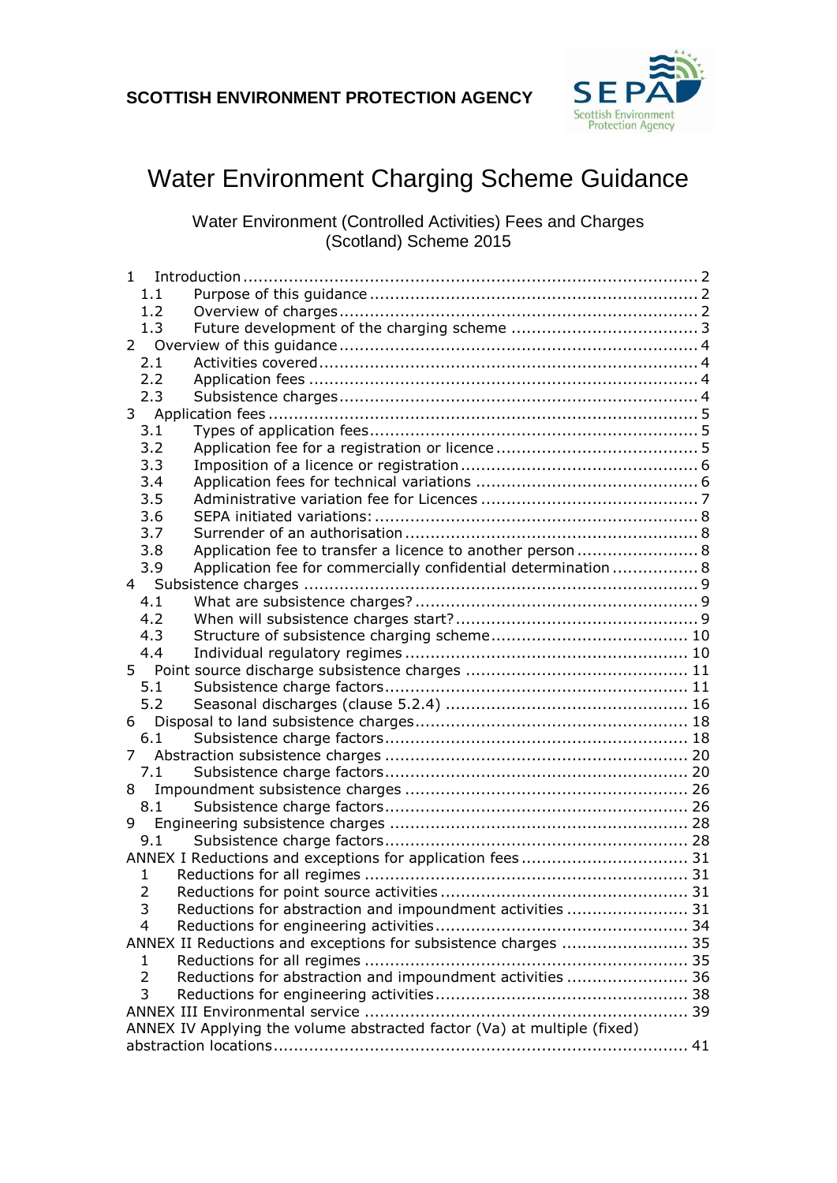**SCOTTISH ENVIRONMENT PROTECTION AGENCY**

# Water Environment Charging Scheme Guidance

Water Environment (Controlled Activities) Fees and Charges (Scotland) Scheme 2015

- 1 Introduction .......... 2
  - 1.1 Purpose of this guidance .......... 2
  - 1.2 Overview of charges .......... 2
  - 1.3 Future development of the charging scheme .......... 3
- 2 Overview of this guidance .......... 4
  - 2.1 Activities covered .......... 4
  - 2.2 Application fees .......... 4
  - 2.3 Subsistence charges .......... 4
- 3 Application fees .......... 5
  - 3.1 Types of application fees .......... 5
  - 3.2 Application fee for a registration or licence .......... 5
  - 3.3 Imposition of a licence or registration .......... 6
  - 3.4 Application fees for technical variations .......... 6
  - 3.5 Administrative variation fee for Licences .......... 7
  - 3.6 SEPA initiated variations: .......... 8
  - 3.7 Surrender of an authorisation .......... 8
  - 3.8 Application fee to transfer a licence to another person .......... 8
  - 3.9 Application fee for commercially confidential determination .......... 8
- 4 Subsistence charges .......... 9
  - 4.1 What are subsistence charges? .......... 9
  - 4.2 When will subsistence charges start? .......... 9
  - 4.3 Structure of subsistence charging scheme .......... 10
  - 4.4 Individual regulatory regimes .......... 10
- 5 Point source discharge subsistence charges .......... 11
  - 5.1 Subsistence charge factors .......... 11
  - 5.2 Seasonal discharges (clause 5.2.4) .......... 16
- 6 Disposal to land subsistence charges .......... 18
  - 6.1 Subsistence charge factors .......... 18
- 7 Abstraction subsistence charges .......... 20
  - 7.1 Subsistence charge factors .......... 20
- 8 Impoundment subsistence charges .......... 26
  - 8.1 Subsistence charge factors .......... 26
- 9 Engineering subsistence charges .......... 28
  - 9.1 Subsistence charge factors .......... 28
- ANNEX I Reductions and exceptions for application fees .......... 31
  - 1 Reductions for all regimes .......... 31
  - 2 Reductions for point source activities .......... 31
  - 3 Reductions for abstraction and impoundment activities .......... 31
  - 4 Reductions for engineering activities .......... 34
- ANNEX II Reductions and exceptions for subsistence charges .......... 35
  - 1 Reductions for all regimes .......... 35
  - 2 Reductions for abstraction and impoundment activities .......... 36
  - 3 Reductions for engineering activities .......... 38
- ANNEX III Environmental service .......... 39
- ANNEX IV Applying the volume abstracted factor (Va) at multiple (fixed) abstraction locations .......... 41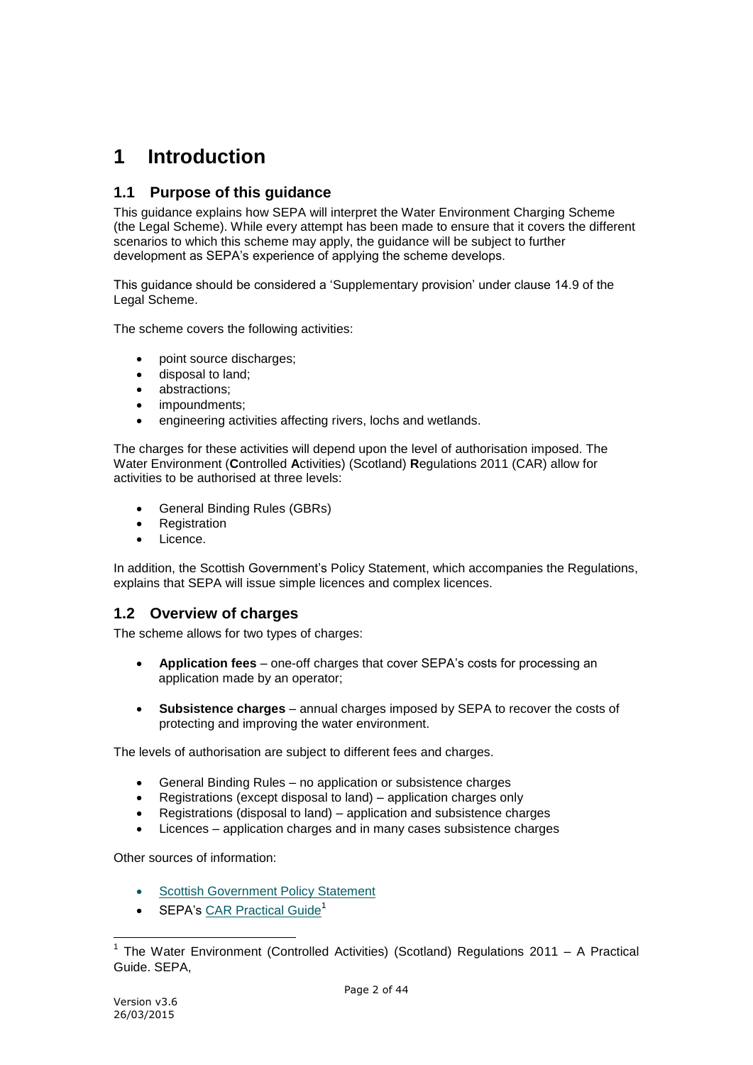# 1 Introduction

## 1.1 Purpose of this guidance

This guidance explains how SEPA will interpret the Water Environment Charging Scheme (the Legal Scheme). While every attempt has been made to ensure that it covers the different scenarios to which this scheme may apply, the guidance will be subject to further development as SEPA's experience of applying the scheme develops.

This guidance should be considered a 'Supplementary provision' under clause 14.9 of the Legal Scheme.

The scheme covers the following activities:

- point source discharges;
- disposal to land;
- abstractions;
- impoundments;
- engineering activities affecting rivers, lochs and wetlands.

The charges for these activities will depend upon the level of authorisation imposed. The Water Environment (**C**ontrolled **A**ctivities) (Scotland) **R**egulations 2011 (CAR) allow for activities to be authorised at three levels:

- General Binding Rules (GBRs)
- Registration
- Licence.

In addition, the Scottish Government's Policy Statement, which accompanies the Regulations, explains that SEPA will issue simple licences and complex licences.

## 1.2 Overview of charges

The scheme allows for two types of charges:

- **Application fees** – one-off charges that cover SEPA's costs for processing an application made by an operator;
- **Subsistence charges** – annual charges imposed by SEPA to recover the costs of protecting and improving the water environment.

The levels of authorisation are subject to different fees and charges.

- General Binding Rules – no application or subsistence charges
- Registrations (except disposal to land) – application charges only
- Registrations (disposal to land) – application and subsistence charges
- Licences – application charges and in many cases subsistence charges

Other sources of information:

- Scottish Government Policy Statement
- SEPA's CAR Practical Guide[1]

[1] The Water Environment (Controlled Activities) (Scotland) Regulations 2011 – A Practical Guide. SEPA,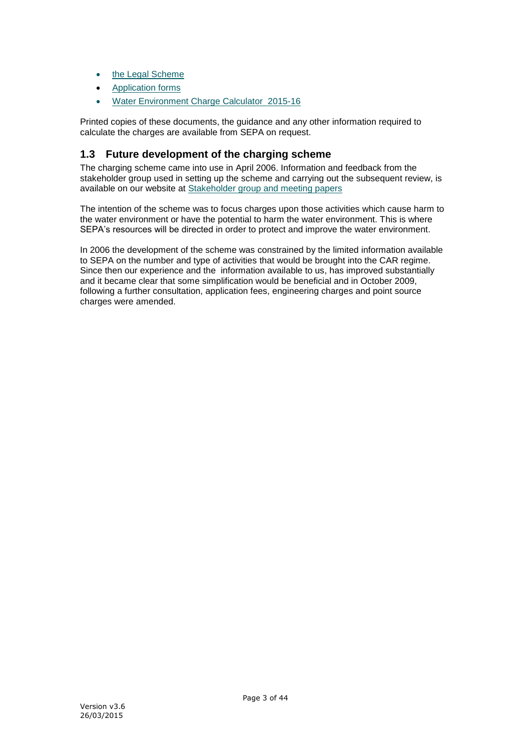- the Legal Scheme
- Application forms
- Water Environment Charge Calculator 2015-16

Printed copies of these documents, the guidance and any other information required to calculate the charges are available from SEPA on request.

## 1.3 Future development of the charging scheme

The charging scheme came into use in April 2006. Information and feedback from the stakeholder group used in setting up the scheme and carrying out the subsequent review, is available on our website at Stakeholder group and meeting papers

The intention of the scheme was to focus charges upon those activities which cause harm to the water environment or have the potential to harm the water environment. This is where SEPA's resources will be directed in order to protect and improve the water environment.

In 2006 the development of the scheme was constrained by the limited information available to SEPA on the number and type of activities that would be brought into the CAR regime. Since then our experience and the information available to us, has improved substantially and it became clear that some simplification would be beneficial and in October 2009, following a further consultation, application fees, engineering charges and point source charges were amended.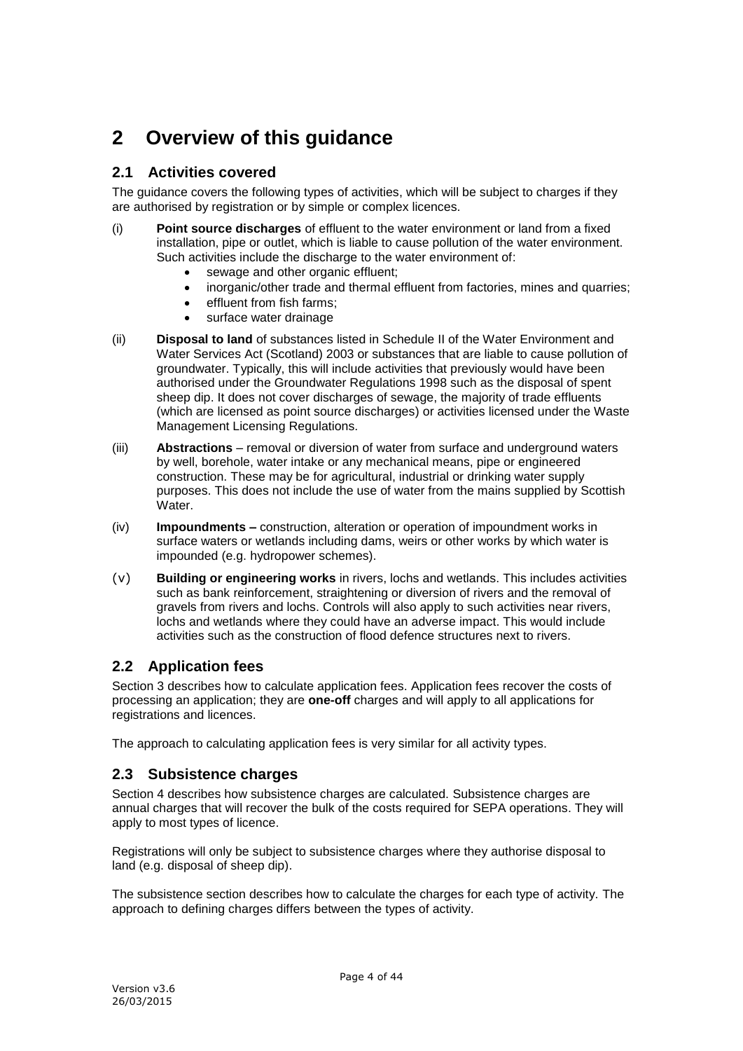# 2 Overview of this guidance

## 2.1 Activities covered

The guidance covers the following types of activities, which will be subject to charges if they are authorised by registration or by simple or complex licences.

(i) **Point source discharges** of effluent to the water environment or land from a fixed installation, pipe or outlet, which is liable to cause pollution of the water environment. Such activities include the discharge to the water environment of:

- sewage and other organic effluent;
- inorganic/other trade and thermal effluent from factories, mines and quarries;
- effluent from fish farms;
- surface water drainage

(ii) **Disposal to land** of substances listed in Schedule II of the Water Environment and Water Services Act (Scotland) 2003 or substances that are liable to cause pollution of groundwater. Typically, this will include activities that previously would have been authorised under the Groundwater Regulations 1998 such as the disposal of spent sheep dip. It does not cover discharges of sewage, the majority of trade effluents (which are licensed as point source discharges) or activities licensed under the Waste Management Licensing Regulations.

(iii) **Abstractions** – removal or diversion of water from surface and underground waters by well, borehole, water intake or any mechanical means, pipe or engineered construction. These may be for agricultural, industrial or drinking water supply purposes. This does not include the use of water from the mains supplied by Scottish Water.

(iv) **Impoundments –** construction, alteration or operation of impoundment works in surface waters or wetlands including dams, weirs or other works by which water is impounded (e.g. hydropower schemes).

(v) **Building or engineering works** in rivers, lochs and wetlands. This includes activities such as bank reinforcement, straightening or diversion of rivers and the removal of gravels from rivers and lochs. Controls will also apply to such activities near rivers, lochs and wetlands where they could have an adverse impact. This would include activities such as the construction of flood defence structures next to rivers.

## 2.2 Application fees

Section 3 describes how to calculate application fees. Application fees recover the costs of processing an application; they are **one-off** charges and will apply to all applications for registrations and licences.

The approach to calculating application fees is very similar for all activity types.

## 2.3 Subsistence charges

Section 4 describes how subsistence charges are calculated. Subsistence charges are annual charges that will recover the bulk of the costs required for SEPA operations. They will apply to most types of licence.

Registrations will only be subject to subsistence charges where they authorise disposal to land (e.g. disposal of sheep dip).

The subsistence section describes how to calculate the charges for each type of activity. The approach to defining charges differs between the types of activity.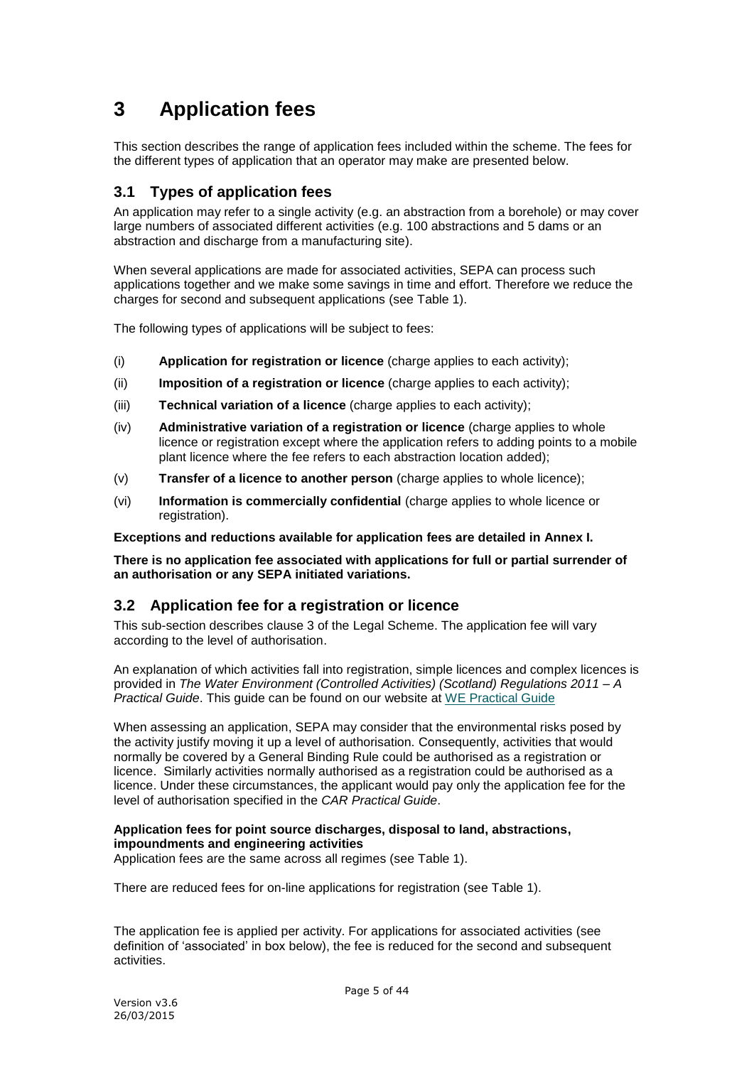# 3 Application fees

This section describes the range of application fees included within the scheme. The fees for the different types of application that an operator may make are presented below.

## 3.1 Types of application fees

An application may refer to a single activity (e.g. an abstraction from a borehole) or may cover large numbers of associated different activities (e.g. 100 abstractions and 5 dams or an abstraction and discharge from a manufacturing site).

When several applications are made for associated activities, SEPA can process such applications together and we make some savings in time and effort. Therefore we reduce the charges for second and subsequent applications (see Table 1).

The following types of applications will be subject to fees:

(i) **Application for registration or licence** (charge applies to each activity);

(ii) **Imposition of a registration or licence** (charge applies to each activity);

(iii) **Technical variation of a licence** (charge applies to each activity);

(iv) **Administrative variation of a registration or licence** (charge applies to whole licence or registration except where the application refers to adding points to a mobile plant licence where the fee refers to each abstraction location added);

(v) **Transfer of a licence to another person** (charge applies to whole licence);

(vi) **Information is commercially confidential** (charge applies to whole licence or registration).

**Exceptions and reductions available for application fees are detailed in Annex I.**

**There is no application fee associated with applications for full or partial surrender of an authorisation or any SEPA initiated variations.**

## 3.2 Application fee for a registration or licence

This sub-section describes clause 3 of the Legal Scheme. The application fee will vary according to the level of authorisation.

An explanation of which activities fall into registration, simple licences and complex licences is provided in *The Water Environment (Controlled Activities) (Scotland) Regulations 2011 – A Practical Guide*. This guide can be found on our website at WE Practical Guide

When assessing an application, SEPA may consider that the environmental risks posed by the activity justify moving it up a level of authorisation. Consequently, activities that would normally be covered by a General Binding Rule could be authorised as a registration or licence. Similarly activities normally authorised as a registration could be authorised as a licence. Under these circumstances, the applicant would pay only the application fee for the level of authorisation specified in the *CAR Practical Guide*.

**Application fees for point source discharges, disposal to land, abstractions, impoundments and engineering activities**

Application fees are the same across all regimes (see Table 1).

There are reduced fees for on-line applications for registration (see Table 1).

The application fee is applied per activity. For applications for associated activities (see definition of 'associated' in box below), the fee is reduced for the second and subsequent activities.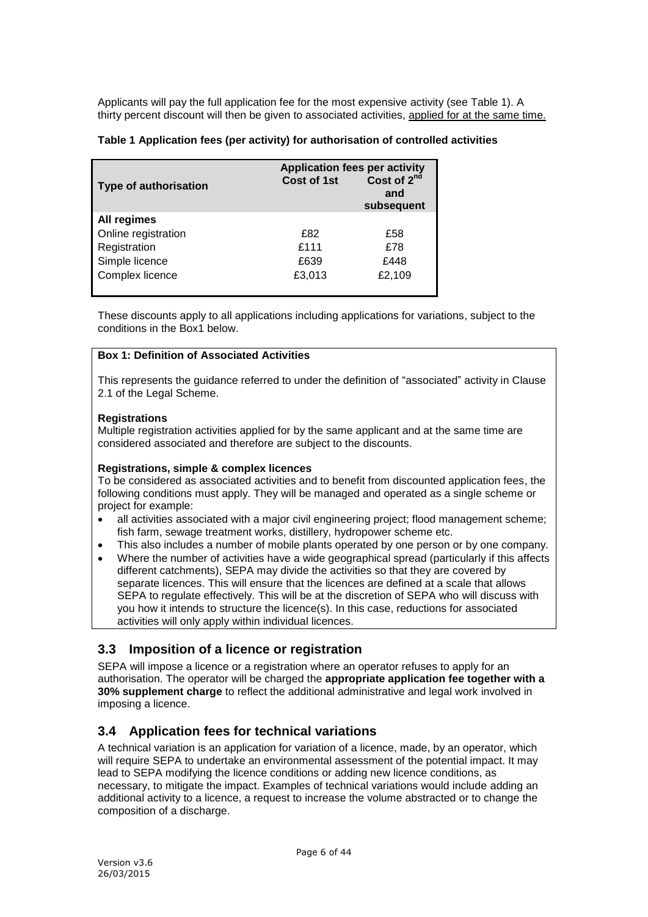Applicants will pay the full application fee for the most expensive activity (see Table 1). A thirty percent discount will then be given to associated activities, applied for at the same time.

**Table 1 Application fees (per activity) for authorisation of controlled activities**

| Type of authorisation | Application fees per activity | |
|---|---|---|
| | Cost of 1st | Cost of 2nd and subsequent |
| **All regimes** | | |
| Online registration | £82 | £58 |
| Registration | £111 | £78 |
| Simple licence | £639 | £448 |
| Complex licence | £3,013 | £2,109 |

These discounts apply to all applications including applications for variations, subject to the conditions in the Box1 below.

**Box 1: Definition of Associated Activities**

This represents the guidance referred to under the definition of "associated" activity in Clause 2.1 of the Legal Scheme.

**Registrations**

Multiple registration activities applied for by the same applicant and at the same time are considered associated and therefore are subject to the discounts.

**Registrations, simple & complex licences**

To be considered as associated activities and to benefit from discounted application fees, the following conditions must apply. They will be managed and operated as a single scheme or project for example:

- all activities associated with a major civil engineering project; flood management scheme; fish farm, sewage treatment works, distillery, hydropower scheme etc.
- This also includes a number of mobile plants operated by one person or by one company.
- Where the number of activities have a wide geographical spread (particularly if this affects different catchments), SEPA may divide the activities so that they are covered by separate licences. This will ensure that the licences are defined at a scale that allows SEPA to regulate effectively. This will be at the discretion of SEPA who will discuss with you how it intends to structure the licence(s). In this case, reductions for associated activities will only apply within individual licences.

## 3.3 Imposition of a licence or registration

SEPA will impose a licence or a registration where an operator refuses to apply for an authorisation. The operator will be charged the **appropriate application fee together with a 30% supplement charge** to reflect the additional administrative and legal work involved in imposing a licence.

## 3.4 Application fees for technical variations

A technical variation is an application for variation of a licence, made, by an operator, which will require SEPA to undertake an environmental assessment of the potential impact. It may lead to SEPA modifying the licence conditions or adding new licence conditions, as necessary, to mitigate the impact. Examples of technical variations would include adding an additional activity to a licence, a request to increase the volume abstracted or to change the composition of a discharge.

Version v3.6
26/03/2015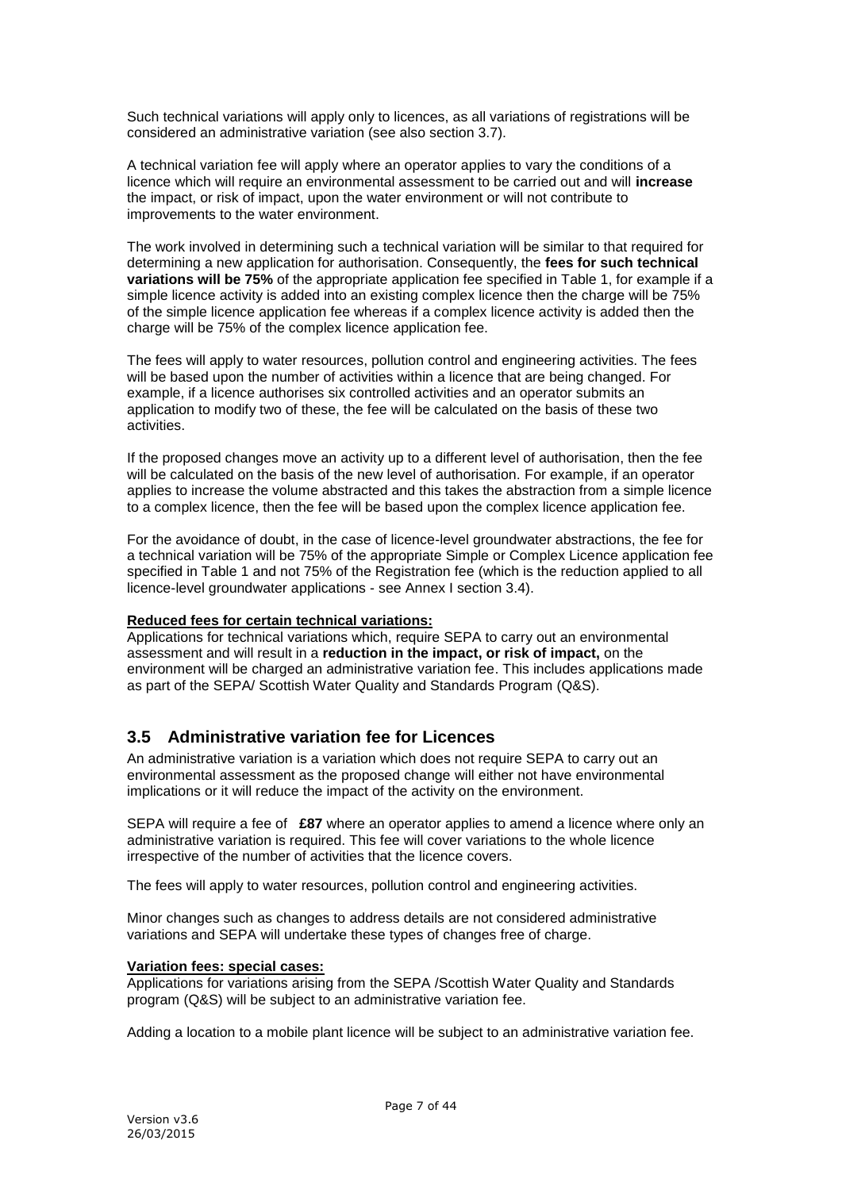Such technical variations will apply only to licences, as all variations of registrations will be considered an administrative variation (see also section 3.7).

A technical variation fee will apply where an operator applies to vary the conditions of a licence which will require an environmental assessment to be carried out and will **increase** the impact, or risk of impact, upon the water environment or will not contribute to improvements to the water environment.

The work involved in determining such a technical variation will be similar to that required for determining a new application for authorisation. Consequently, the **fees for such technical variations will be 75%** of the appropriate application fee specified in Table 1, for example if a simple licence activity is added into an existing complex licence then the charge will be 75% of the simple licence application fee whereas if a complex licence activity is added then the charge will be 75% of the complex licence application fee.

The fees will apply to water resources, pollution control and engineering activities. The fees will be based upon the number of activities within a licence that are being changed. For example, if a licence authorises six controlled activities and an operator submits an application to modify two of these, the fee will be calculated on the basis of these two activities.

If the proposed changes move an activity up to a different level of authorisation, then the fee will be calculated on the basis of the new level of authorisation. For example, if an operator applies to increase the volume abstracted and this takes the abstraction from a simple licence to a complex licence, then the fee will be based upon the complex licence application fee.

For the avoidance of doubt, in the case of licence-level groundwater abstractions, the fee for a technical variation will be 75% of the appropriate Simple or Complex Licence application fee specified in Table 1 and not 75% of the Registration fee (which is the reduction applied to all licence-level groundwater applications - see Annex I section 3.4).

**Reduced fees for certain technical variations:**

Applications for technical variations which, require SEPA to carry out an environmental assessment and will result in a **reduction in the impact, or risk of impact,** on the environment will be charged an administrative variation fee. This includes applications made as part of the SEPA/ Scottish Water Quality and Standards Program (Q&S).

## 3.5 Administrative variation fee for Licences

An administrative variation is a variation which does not require SEPA to carry out an environmental assessment as the proposed change will either not have environmental implications or it will reduce the impact of the activity on the environment.

SEPA will require a fee of **£87** where an operator applies to amend a licence where only an administrative variation is required. This fee will cover variations to the whole licence irrespective of the number of activities that the licence covers.

The fees will apply to water resources, pollution control and engineering activities.

Minor changes such as changes to address details are not considered administrative variations and SEPA will undertake these types of changes free of charge.

**Variation fees: special cases:**

Applications for variations arising from the SEPA /Scottish Water Quality and Standards program (Q&S) will be subject to an administrative variation fee.

Adding a location to a mobile plant licence will be subject to an administrative variation fee.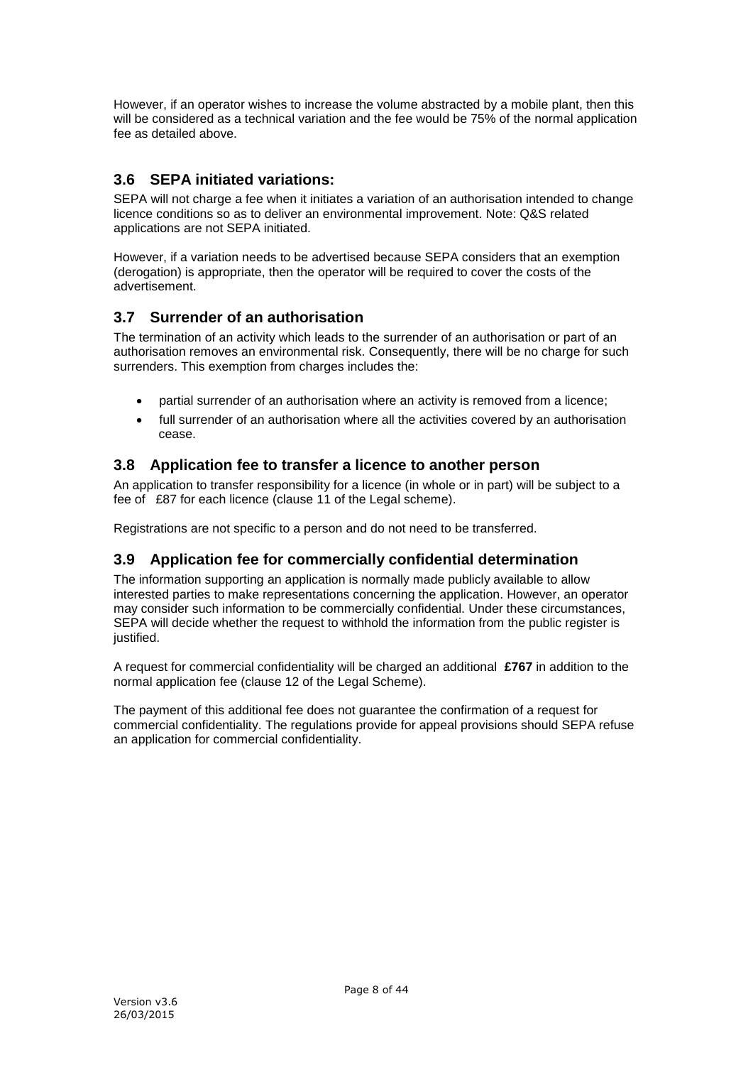However, if an operator wishes to increase the volume abstracted by a mobile plant, then this will be considered as a technical variation and the fee would be 75% of the normal application fee as detailed above.

## 3.6 SEPA initiated variations:

SEPA will not charge a fee when it initiates a variation of an authorisation intended to change licence conditions so as to deliver an environmental improvement. Note: Q&S related applications are not SEPA initiated.

However, if a variation needs to be advertised because SEPA considers that an exemption (derogation) is appropriate, then the operator will be required to cover the costs of the advertisement.

## 3.7 Surrender of an authorisation

The termination of an activity which leads to the surrender of an authorisation or part of an authorisation removes an environmental risk. Consequently, there will be no charge for such surrenders. This exemption from charges includes the:

- partial surrender of an authorisation where an activity is removed from a licence;
- full surrender of an authorisation where all the activities covered by an authorisation cease.

## 3.8 Application fee to transfer a licence to another person

An application to transfer responsibility for a licence (in whole or in part) will be subject to a fee of £87 for each licence (clause 11 of the Legal scheme).

Registrations are not specific to a person and do not need to be transferred.

## 3.9 Application fee for commercially confidential determination

The information supporting an application is normally made publicly available to allow interested parties to make representations concerning the application. However, an operator may consider such information to be commercially confidential. Under these circumstances, SEPA will decide whether the request to withhold the information from the public register is justified.

A request for commercial confidentiality will be charged an additional **£767** in addition to the normal application fee (clause 12 of the Legal Scheme).

The payment of this additional fee does not guarantee the confirmation of a request for commercial confidentiality. The regulations provide for appeal provisions should SEPA refuse an application for commercial confidentiality.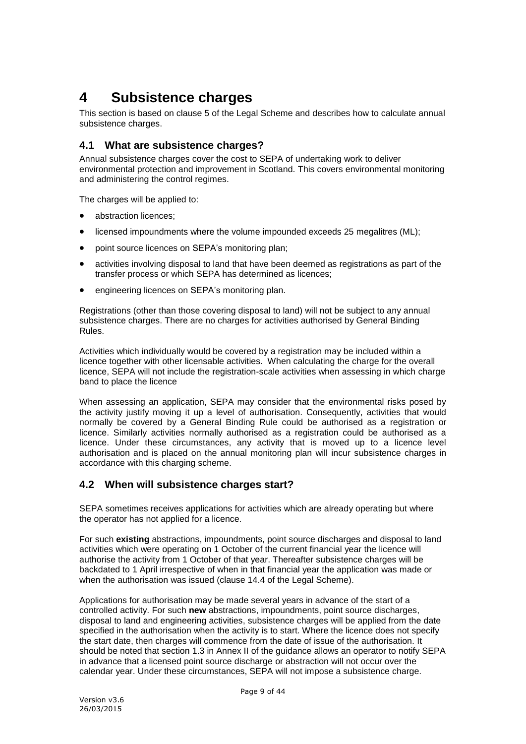# 4 Subsistence charges

This section is based on clause 5 of the Legal Scheme and describes how to calculate annual subsistence charges.

## 4.1 What are subsistence charges?

Annual subsistence charges cover the cost to SEPA of undertaking work to deliver environmental protection and improvement in Scotland. This covers environmental monitoring and administering the control regimes.

The charges will be applied to:

- abstraction licences;
- licensed impoundments where the volume impounded exceeds 25 megalitres (ML);
- point source licences on SEPA's monitoring plan;
- activities involving disposal to land that have been deemed as registrations as part of the transfer process or which SEPA has determined as licences;
- engineering licences on SEPA's monitoring plan.

Registrations (other than those covering disposal to land) will not be subject to any annual subsistence charges. There are no charges for activities authorised by General Binding Rules.

Activities which individually would be covered by a registration may be included within a licence together with other licensable activities. When calculating the charge for the overall licence, SEPA will not include the registration-scale activities when assessing in which charge band to place the licence

When assessing an application, SEPA may consider that the environmental risks posed by the activity justify moving it up a level of authorisation. Consequently, activities that would normally be covered by a General Binding Rule could be authorised as a registration or licence. Similarly activities normally authorised as a registration could be authorised as a licence. Under these circumstances, any activity that is moved up to a licence level authorisation and is placed on the annual monitoring plan will incur subsistence charges in accordance with this charging scheme.

## 4.2 When will subsistence charges start?

SEPA sometimes receives applications for activities which are already operating but where the operator has not applied for a licence.

For such **existing** abstractions, impoundments, point source discharges and disposal to land activities which were operating on 1 October of the current financial year the licence will authorise the activity from 1 October of that year. Thereafter subsistence charges will be backdated to 1 April irrespective of when in that financial year the application was made or when the authorisation was issued (clause 14.4 of the Legal Scheme).

Applications for authorisation may be made several years in advance of the start of a controlled activity. For such **new** abstractions, impoundments, point source discharges, disposal to land and engineering activities, subsistence charges will be applied from the date specified in the authorisation when the activity is to start. Where the licence does not specify the start date, then charges will commence from the date of issue of the authorisation. It should be noted that section 1.3 in Annex II of the guidance allows an operator to notify SEPA in advance that a licensed point source discharge or abstraction will not occur over the calendar year. Under these circumstances, SEPA will not impose a subsistence charge.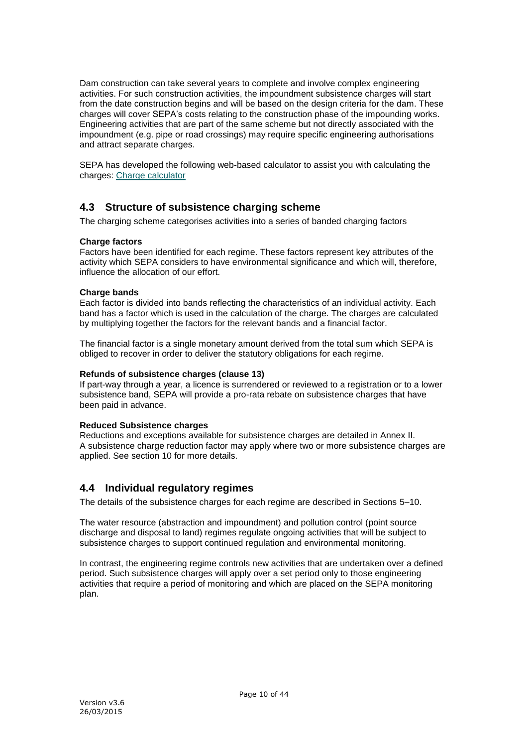Dam construction can take several years to complete and involve complex engineering activities. For such construction activities, the impoundment subsistence charges will start from the date construction begins and will be based on the design criteria for the dam. These charges will cover SEPA's costs relating to the construction phase of the impounding works. Engineering activities that are part of the same scheme but not directly associated with the impoundment (e.g. pipe or road crossings) may require specific engineering authorisations and attract separate charges.

SEPA has developed the following web-based calculator to assist you with calculating the charges: Charge calculator

## 4.3 Structure of subsistence charging scheme

The charging scheme categorises activities into a series of banded charging factors

**Charge factors**
Factors have been identified for each regime. These factors represent key attributes of the activity which SEPA considers to have environmental significance and which will, therefore, influence the allocation of our effort.

**Charge bands**
Each factor is divided into bands reflecting the characteristics of an individual activity. Each band has a factor which is used in the calculation of the charge. The charges are calculated by multiplying together the factors for the relevant bands and a financial factor.

The financial factor is a single monetary amount derived from the total sum which SEPA is obliged to recover in order to deliver the statutory obligations for each regime.

**Refunds of subsistence charges (clause 13)**
If part-way through a year, a licence is surrendered or reviewed to a registration or to a lower subsistence band, SEPA will provide a pro-rata rebate on subsistence charges that have been paid in advance.

**Reduced Subsistence charges**
Reductions and exceptions available for subsistence charges are detailed in Annex II.
A subsistence charge reduction factor may apply where two or more subsistence charges are applied. See section 10 for more details.

## 4.4 Individual regulatory regimes

The details of the subsistence charges for each regime are described in Sections 5–10.

The water resource (abstraction and impoundment) and pollution control (point source discharge and disposal to land) regimes regulate ongoing activities that will be subject to subsistence charges to support continued regulation and environmental monitoring.

In contrast, the engineering regime controls new activities that are undertaken over a defined period. Such subsistence charges will apply over a set period only to those engineering activities that require a period of monitoring and which are placed on the SEPA monitoring plan.

Version v3.6
26/03/2015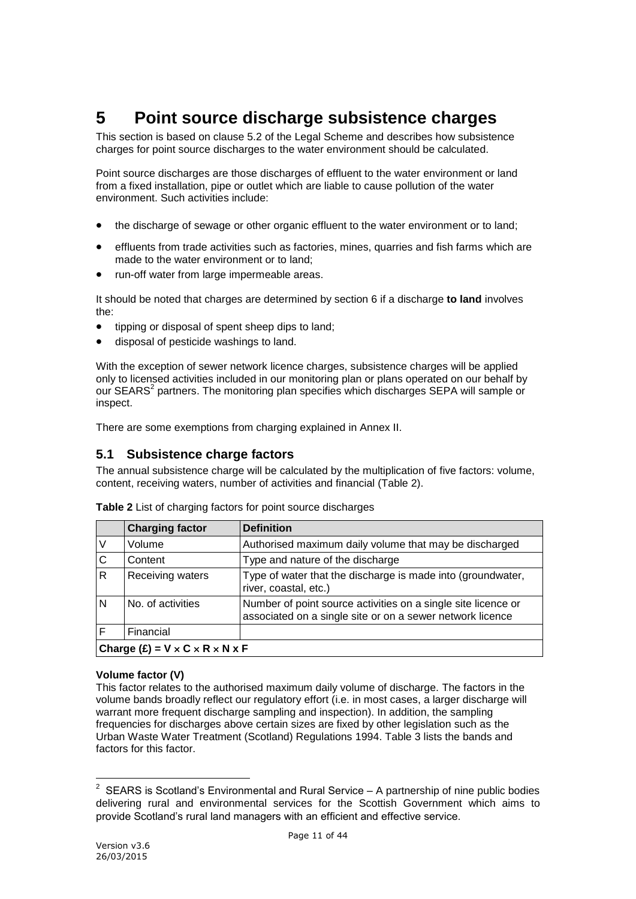# 5 Point source discharge subsistence charges

This section is based on clause 5.2 of the Legal Scheme and describes how subsistence charges for point source discharges to the water environment should be calculated.

Point source discharges are those discharges of effluent to the water environment or land from a fixed installation, pipe or outlet which are liable to cause pollution of the water environment. Such activities include:

- the discharge of sewage or other organic effluent to the water environment or to land;
- effluents from trade activities such as factories, mines, quarries and fish farms which are made to the water environment or to land;
- run-off water from large impermeable areas.

It should be noted that charges are determined by section 6 if a discharge **to land** involves the:

- tipping or disposal of spent sheep dips to land;
- disposal of pesticide washings to land.

With the exception of sewer network licence charges, subsistence charges will be applied only to licensed activities included in our monitoring plan or plans operated on our behalf by our SEARS[2] partners. The monitoring plan specifies which discharges SEPA will sample or inspect.

There are some exemptions from charging explained in Annex II.

## 5.1 Subsistence charge factors

The annual subsistence charge will be calculated by the multiplication of five factors: volume, content, receiving waters, number of activities and financial (Table 2).

**Table 2** List of charging factors for point source discharges

| | Charging factor | Definition |
|---|---|---|
| V | Volume | Authorised maximum daily volume that may be discharged |
| C | Content | Type and nature of the discharge |
| R | Receiving waters | Type of water that the discharge is made into (groundwater, river, coastal, etc.) |
| N | No. of activities | Number of point source activities on a single site licence or associated on a single site or on a sewer network licence |
| F | Financial | |
| **Charge (£) = V × C × R × N x F** | | |

**Volume factor (V)**

This factor relates to the authorised maximum daily volume of discharge. The factors in the volume bands broadly reflect our regulatory effort (i.e. in most cases, a larger discharge will warrant more frequent discharge sampling and inspection). In addition, the sampling frequencies for discharges above certain sizes are fixed by other legislation such as the Urban Waste Water Treatment (Scotland) Regulations 1994. Table 3 lists the bands and factors for this factor.

[2] SEARS is Scotland's Environmental and Rural Service – A partnership of nine public bodies delivering rural and environmental services for the Scottish Government which aims to provide Scotland's rural land managers with an efficient and effective service.

Version v3.6
26/03/2015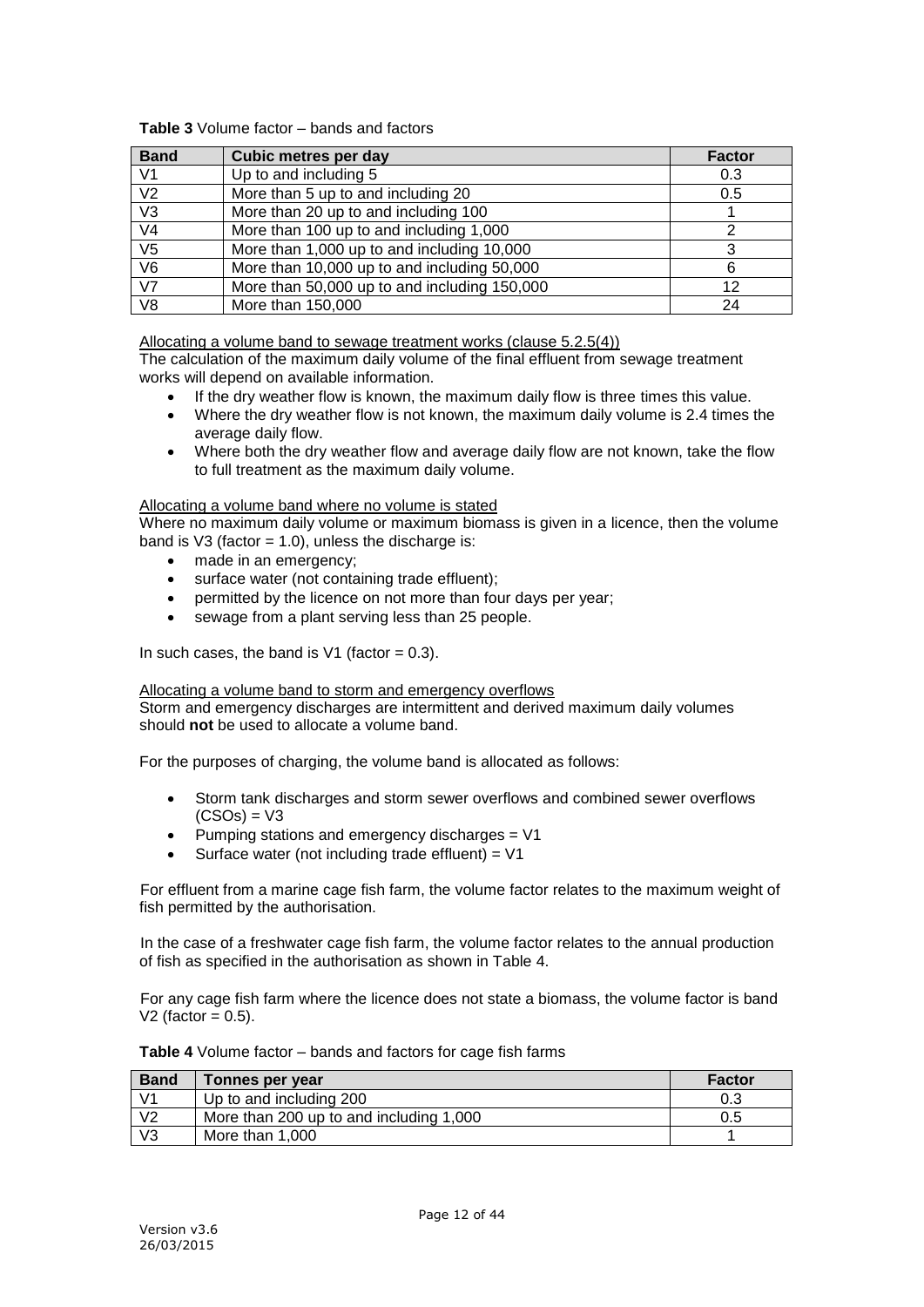**Table 3** Volume factor – bands and factors

| Band | Cubic metres per day | Factor |
|---|---|---|
| V1 | Up to and including 5 | 0.3 |
| V2 | More than 5 up to and including 20 | 0.5 |
| V3 | More than 20 up to and including 100 | 1 |
| V4 | More than 100 up to and including 1,000 | 2 |
| V5 | More than 1,000 up to and including 10,000 | 3 |
| V6 | More than 10,000 up to and including 50,000 | 6 |
| V7 | More than 50,000 up to and including 150,000 | 12 |
| V8 | More than 150,000 | 24 |

Allocating a volume band to sewage treatment works (clause 5.2.5(4))

The calculation of the maximum daily volume of the final effluent from sewage treatment works will depend on available information.

- If the dry weather flow is known, the maximum daily flow is three times this value.
- Where the dry weather flow is not known, the maximum daily volume is 2.4 times the average daily flow.
- Where both the dry weather flow and average daily flow are not known, take the flow to full treatment as the maximum daily volume.

Allocating a volume band where no volume is stated

Where no maximum daily volume or maximum biomass is given in a licence, then the volume band is V3 (factor = 1.0), unless the discharge is:

- made in an emergency;
- surface water (not containing trade effluent);
- permitted by the licence on not more than four days per year;
- sewage from a plant serving less than 25 people.

In such cases, the band is V1 (factor = 0.3).

Allocating a volume band to storm and emergency overflows

Storm and emergency discharges are intermittent and derived maximum daily volumes should **not** be used to allocate a volume band.

For the purposes of charging, the volume band is allocated as follows:

- Storm tank discharges and storm sewer overflows and combined sewer overflows (CSOs) = V3
- Pumping stations and emergency discharges = V1
- Surface water (not including trade effluent) = V1

For effluent from a marine cage fish farm, the volume factor relates to the maximum weight of fish permitted by the authorisation.

In the case of a freshwater cage fish farm, the volume factor relates to the annual production of fish as specified in the authorisation as shown in Table 4.

For any cage fish farm where the licence does not state a biomass, the volume factor is band V2 (factor = 0.5).

**Table 4** Volume factor – bands and factors for cage fish farms

| Band | Tonnes per year | Factor |
|---|---|---|
| V1 | Up to and including 200 | 0.3 |
| V2 | More than 200 up to and including 1,000 | 0.5 |
| V3 | More than 1,000 | 1 |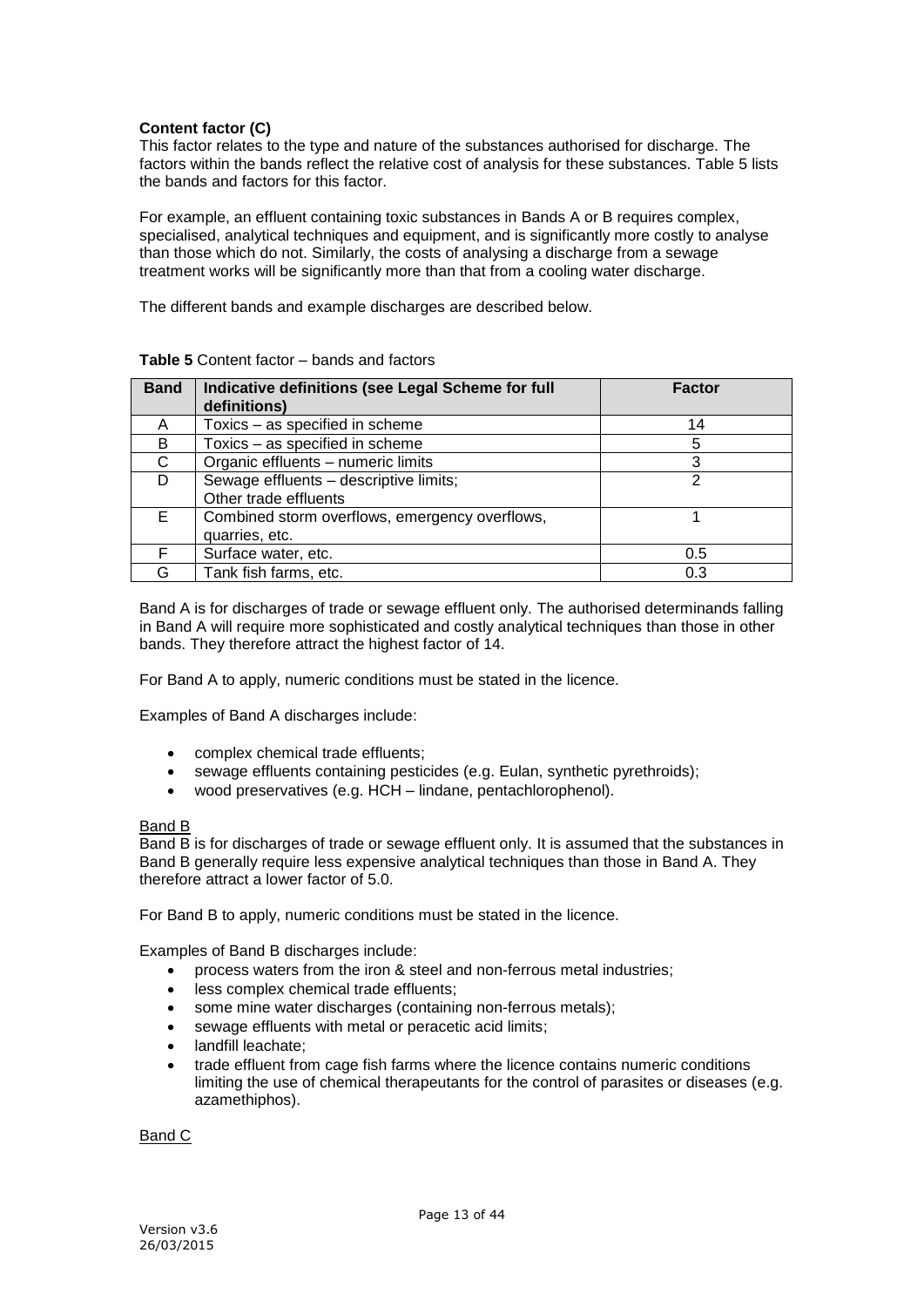**Content factor (C)**

This factor relates to the type and nature of the substances authorised for discharge. The factors within the bands reflect the relative cost of analysis for these substances. Table 5 lists the bands and factors for this factor.

For example, an effluent containing toxic substances in Bands A or B requires complex, specialised, analytical techniques and equipment, and is significantly more costly to analyse than those which do not. Similarly, the costs of analysing a discharge from a sewage treatment works will be significantly more than that from a cooling water discharge.

The different bands and example discharges are described below.

**Table 5** Content factor – bands and factors

| Band | Indicative definitions (see Legal Scheme for full definitions) | Factor |
|---|---|---|
| A | Toxics – as specified in scheme | 14 |
| B | Toxics – as specified in scheme | 5 |
| C | Organic effluents – numeric limits | 3 |
| D | Sewage effluents – descriptive limits; Other trade effluents | 2 |
| E | Combined storm overflows, emergency overflows, quarries, etc. | 1 |
| F | Surface water, etc. | 0.5 |
| G | Tank fish farms, etc. | 0.3 |

Band A is for discharges of trade or sewage effluent only. The authorised determinands falling in Band A will require more sophisticated and costly analytical techniques than those in other bands. They therefore attract the highest factor of 14.

For Band A to apply, numeric conditions must be stated in the licence.

Examples of Band A discharges include:

- complex chemical trade effluents;
- sewage effluents containing pesticides (e.g. Eulan, synthetic pyrethroids);
- wood preservatives (e.g. HCH – lindane, pentachlorophenol).

<u>Band B</u>

Band B is for discharges of trade or sewage effluent only. It is assumed that the substances in Band B generally require less expensive analytical techniques than those in Band A. They therefore attract a lower factor of 5.0.

For Band B to apply, numeric conditions must be stated in the licence.

Examples of Band B discharges include:

- process waters from the iron & steel and non-ferrous metal industries;
- less complex chemical trade effluents;
- some mine water discharges (containing non-ferrous metals);
- sewage effluents with metal or peracetic acid limits;
- landfill leachate;
- trade effluent from cage fish farms where the licence contains numeric conditions limiting the use of chemical therapeutants for the control of parasites or diseases (e.g. azamethiphos).

<u>Band C</u>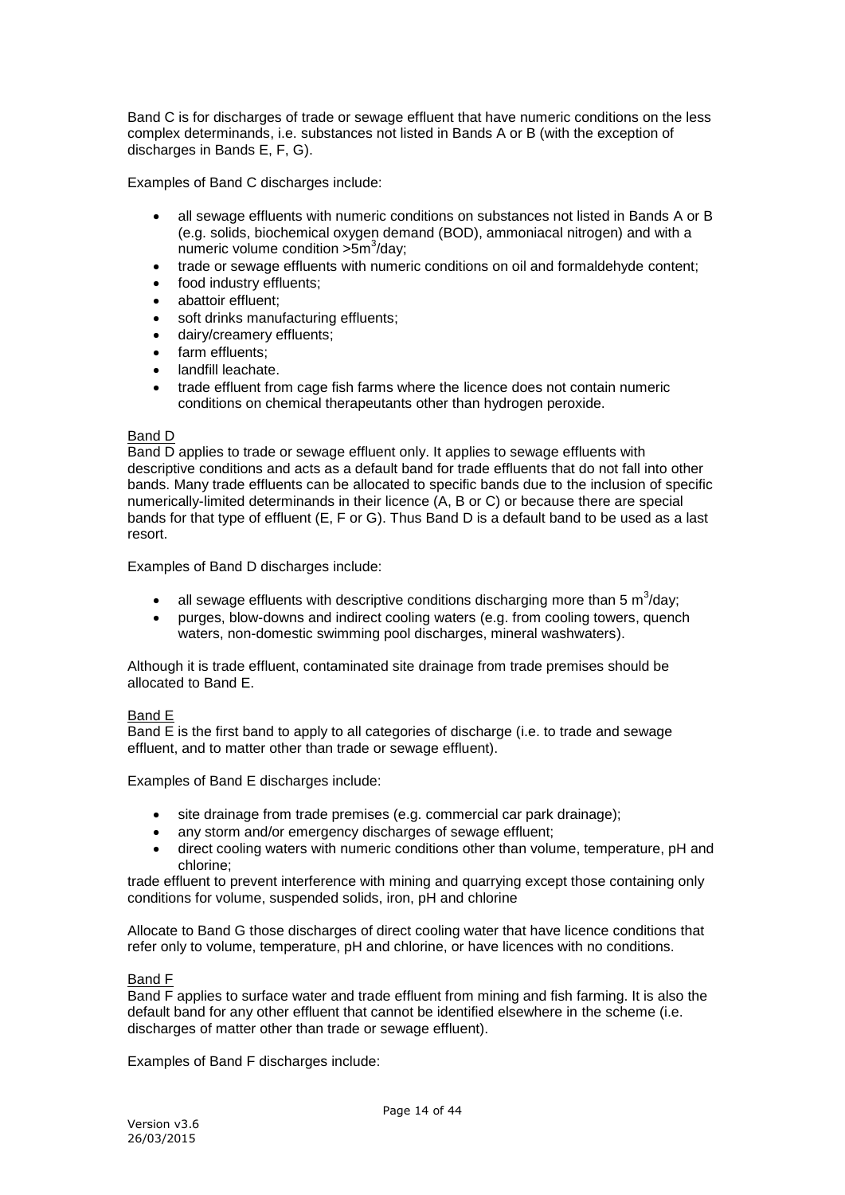Band C is for discharges of trade or sewage effluent that have numeric conditions on the less complex determinands, i.e. substances not listed in Bands A or B (with the exception of discharges in Bands E, F, G).

Examples of Band C discharges include:

- all sewage effluents with numeric conditions on substances not listed in Bands A or B (e.g. solids, biochemical oxygen demand (BOD), ammoniacal nitrogen) and with a numeric volume condition $>5m^3$/day;
- trade or sewage effluents with numeric conditions on oil and formaldehyde content;
- food industry effluents;
- abattoir effluent;
- soft drinks manufacturing effluents;
- dairy/creamery effluents;
- farm effluents;
- landfill leachate.
- trade effluent from cage fish farms where the licence does not contain numeric conditions on chemical therapeutants other than hydrogen peroxide.

<u>Band D</u>

Band D applies to trade or sewage effluent only. It applies to sewage effluents with descriptive conditions and acts as a default band for trade effluents that do not fall into other bands. Many trade effluents can be allocated to specific bands due to the inclusion of specific numerically-limited determinands in their licence (A, B or C) or because there are special bands for that type of effluent (E, F or G). Thus Band D is a default band to be used as a last resort.

Examples of Band D discharges include:

- all sewage effluents with descriptive conditions discharging more than 5 $m^3$/day;
- purges, blow-downs and indirect cooling waters (e.g. from cooling towers, quench waters, non-domestic swimming pool discharges, mineral washwaters).

Although it is trade effluent, contaminated site drainage from trade premises should be allocated to Band E.

<u>Band E</u>

Band E is the first band to apply to all categories of discharge (i.e. to trade and sewage effluent, and to matter other than trade or sewage effluent).

Examples of Band E discharges include:

- site drainage from trade premises (e.g. commercial car park drainage);
- any storm and/or emergency discharges of sewage effluent;
- direct cooling waters with numeric conditions other than volume, temperature, pH and chlorine;

trade effluent to prevent interference with mining and quarrying except those containing only conditions for volume, suspended solids, iron, pH and chlorine

Allocate to Band G those discharges of direct cooling water that have licence conditions that refer only to volume, temperature, pH and chlorine, or have licences with no conditions.

<u>Band F</u>

Band F applies to surface water and trade effluent from mining and fish farming. It is also the default band for any other effluent that cannot be identified elsewhere in the scheme (i.e. discharges of matter other than trade or sewage effluent).

Examples of Band F discharges include: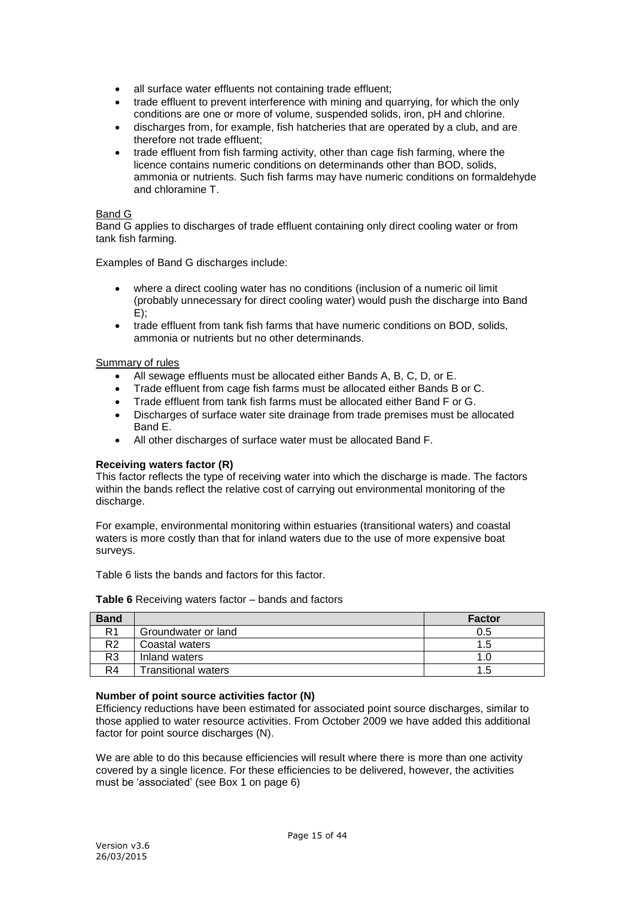- all surface water effluents not containing trade effluent;
- trade effluent to prevent interference with mining and quarrying, for which the only conditions are one or more of volume, suspended solids, iron, pH and chlorine.
- discharges from, for example, fish hatcheries that are operated by a club, and are therefore not trade effluent;
- trade effluent from fish farming activity, other than cage fish farming, where the licence contains numeric conditions on determinands other than BOD, solids, ammonia or nutrients. Such fish farms may have numeric conditions on formaldehyde and chloramine T.

Band G

Band G applies to discharges of trade effluent containing only direct cooling water or from tank fish farming.

Examples of Band G discharges include:

- where a direct cooling water has no conditions (inclusion of a numeric oil limit (probably unnecessary for direct cooling water) would push the discharge into Band E);
- trade effluent from tank fish farms that have numeric conditions on BOD, solids, ammonia or nutrients but no other determinands.

Summary of rules

- All sewage effluents must be allocated either Bands A, B, C, D, or E.
- Trade effluent from cage fish farms must be allocated either Bands B or C.
- Trade effluent from tank fish farms must be allocated either Band F or G.
- Discharges of surface water site drainage from trade premises must be allocated Band E.
- All other discharges of surface water must be allocated Band F.

**Receiving waters factor (R)**

This factor reflects the type of receiving water into which the discharge is made. The factors within the bands reflect the relative cost of carrying out environmental monitoring of the discharge.

For example, environmental monitoring within estuaries (transitional waters) and coastal waters is more costly than that for inland waters due to the use of more expensive boat surveys.

Table 6 lists the bands and factors for this factor.

**Table 6** Receiving waters factor – bands and factors

| Band | | Factor |
|---|---|---|
| R1 | Groundwater or land | 0.5 |
| R2 | Coastal waters | 1.5 |
| R3 | Inland waters | 1.0 |
| R4 | Transitional waters | 1.5 |

**Number of point source activities factor (N)**

Efficiency reductions have been estimated for associated point source discharges, similar to those applied to water resource activities. From October 2009 we have added this additional factor for point source discharges (N).

We are able to do this because efficiencies will result where there is more than one activity covered by a single licence. For these efficiencies to be delivered, however, the activities must be 'associated' (see Box 1 on page 6)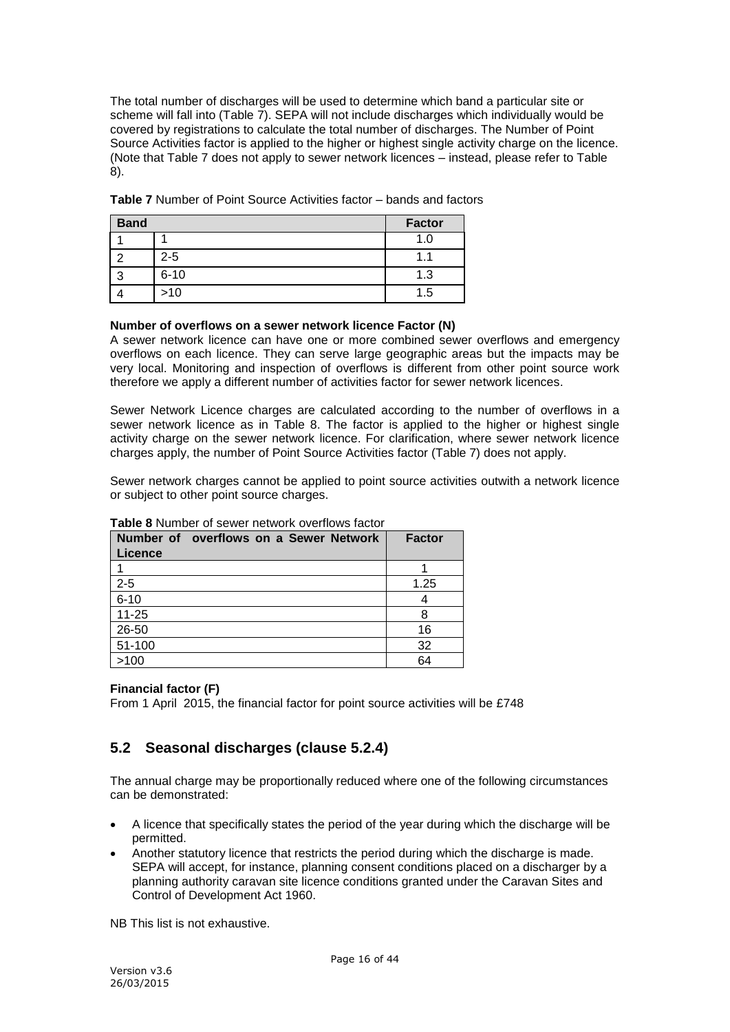The total number of discharges will be used to determine which band a particular site or scheme will fall into (Table 7). SEPA will not include discharges which individually would be covered by registrations to calculate the total number of discharges. The Number of Point Source Activities factor is applied to the higher or highest single activity charge on the licence. (Note that Table 7 does not apply to sewer network licences – instead, please refer to Table 8).

**Table 7** Number of Point Source Activities factor – bands and factors

| Band | | Factor |
|---|---|---|
| 1 | 1 | 1.0 |
| 2 | 2-5 | 1.1 |
| 3 | 6-10 | 1.3 |
| 4 | >10 | 1.5 |

**Number of overflows on a sewer network licence Factor (N)**

A sewer network licence can have one or more combined sewer overflows and emergency overflows on each licence. They can serve large geographic areas but the impacts may be very local. Monitoring and inspection of overflows is different from other point source work therefore we apply a different number of activities factor for sewer network licences.

Sewer Network Licence charges are calculated according to the number of overflows in a sewer network licence as in Table 8. The factor is applied to the higher or highest single activity charge on the sewer network licence. For clarification, where sewer network licence charges apply, the number of Point Source Activities factor (Table 7) does not apply.

Sewer network charges cannot be applied to point source activities outwith a network licence or subject to other point source charges.

**Table 8** Number of sewer network overflows factor

| Number of overflows on a Sewer Network Licence | Factor |
|---|---|
| 1 | 1 |
| 2-5 | 1.25 |
| 6-10 | 4 |
| 11-25 | 8 |
| 26-50 | 16 |
| 51-100 | 32 |
| >100 | 64 |

**Financial factor (F)**

From 1 April 2015, the financial factor for point source activities will be £748

## 5.2 Seasonal discharges (clause 5.2.4)

The annual charge may be proportionally reduced where one of the following circumstances can be demonstrated:

- A licence that specifically states the period of the year during which the discharge will be permitted.
- Another statutory licence that restricts the period during which the discharge is made. SEPA will accept, for instance, planning consent conditions placed on a discharger by a planning authority caravan site licence conditions granted under the Caravan Sites and Control of Development Act 1960.

NB This list is not exhaustive.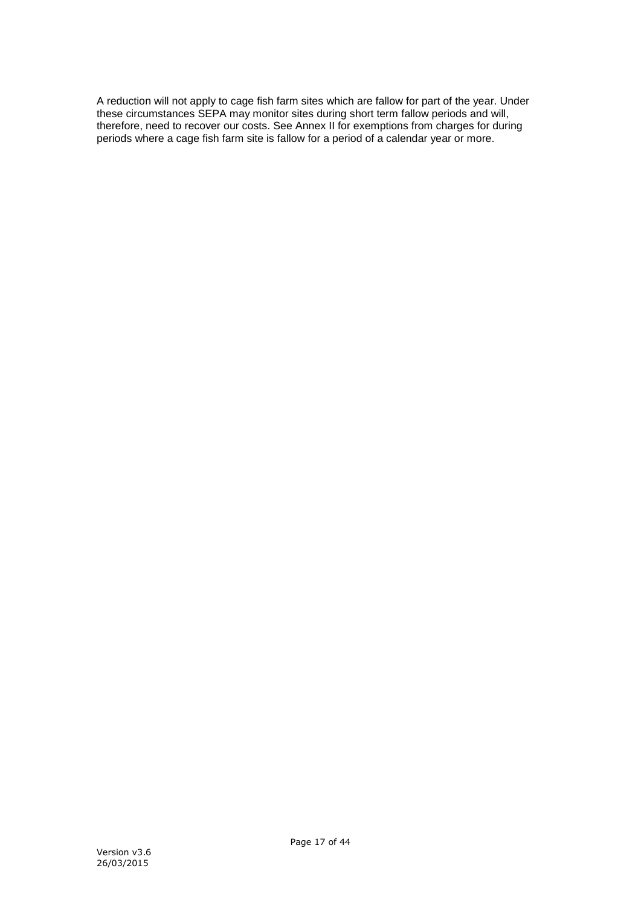A reduction will not apply to cage fish farm sites which are fallow for part of the year. Under these circumstances SEPA may monitor sites during short term fallow periods and will, therefore, need to recover our costs. See Annex II for exemptions from charges for during periods where a cage fish farm site is fallow for a period of a calendar year or more.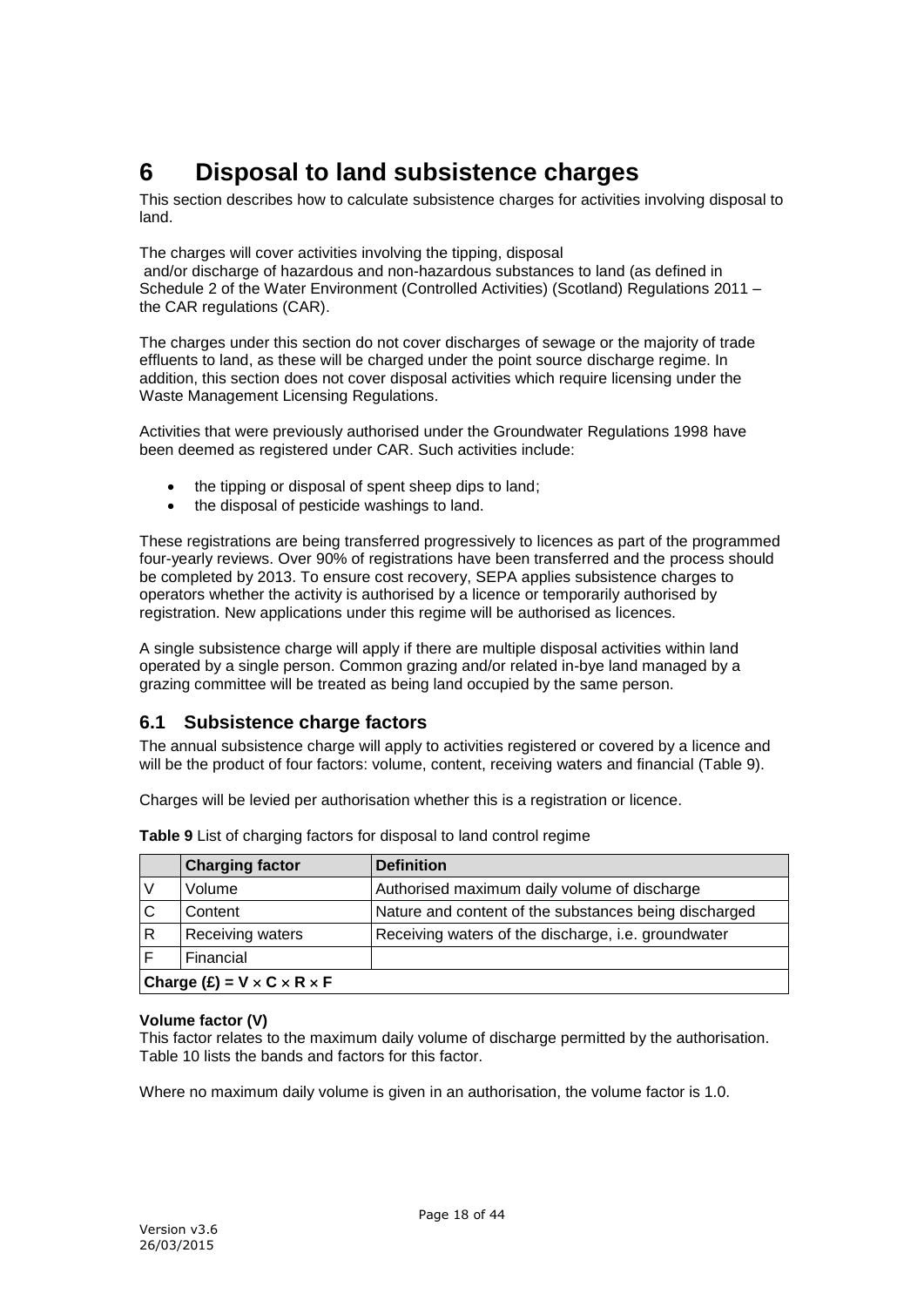# 6 Disposal to land subsistence charges

This section describes how to calculate subsistence charges for activities involving disposal to land.

The charges will cover activities involving the tipping, disposal and/or discharge of hazardous and non-hazardous substances to land (as defined in Schedule 2 of the Water Environment (Controlled Activities) (Scotland) Regulations 2011 – the CAR regulations (CAR).

The charges under this section do not cover discharges of sewage or the majority of trade effluents to land, as these will be charged under the point source discharge regime. In addition, this section does not cover disposal activities which require licensing under the Waste Management Licensing Regulations.

Activities that were previously authorised under the Groundwater Regulations 1998 have been deemed as registered under CAR. Such activities include:

- the tipping or disposal of spent sheep dips to land;
- the disposal of pesticide washings to land.

These registrations are being transferred progressively to licences as part of the programmed four-yearly reviews. Over 90% of registrations have been transferred and the process should be completed by 2013. To ensure cost recovery, SEPA applies subsistence charges to operators whether the activity is authorised by a licence or temporarily authorised by registration. New applications under this regime will be authorised as licences.

A single subsistence charge will apply if there are multiple disposal activities within land operated by a single person. Common grazing and/or related in-bye land managed by a grazing committee will be treated as being land occupied by the same person.

## 6.1 Subsistence charge factors

The annual subsistence charge will apply to activities registered or covered by a licence and will be the product of four factors: volume, content, receiving waters and financial (Table 9).

Charges will be levied per authorisation whether this is a registration or licence.

**Table 9** List of charging factors for disposal to land control regime

| | Charging factor | Definition |
|---|---|---|
| V | Volume | Authorised maximum daily volume of discharge |
| C | Content | Nature and content of the substances being discharged |
| R | Receiving waters | Receiving waters of the discharge, i.e. groundwater |
| F | Financial | |
| **Charge (£) = $V \times C \times R \times F$** | | |

**Volume factor (V)**
This factor relates to the maximum daily volume of discharge permitted by the authorisation. Table 10 lists the bands and factors for this factor.

Where no maximum daily volume is given in an authorisation, the volume factor is 1.0.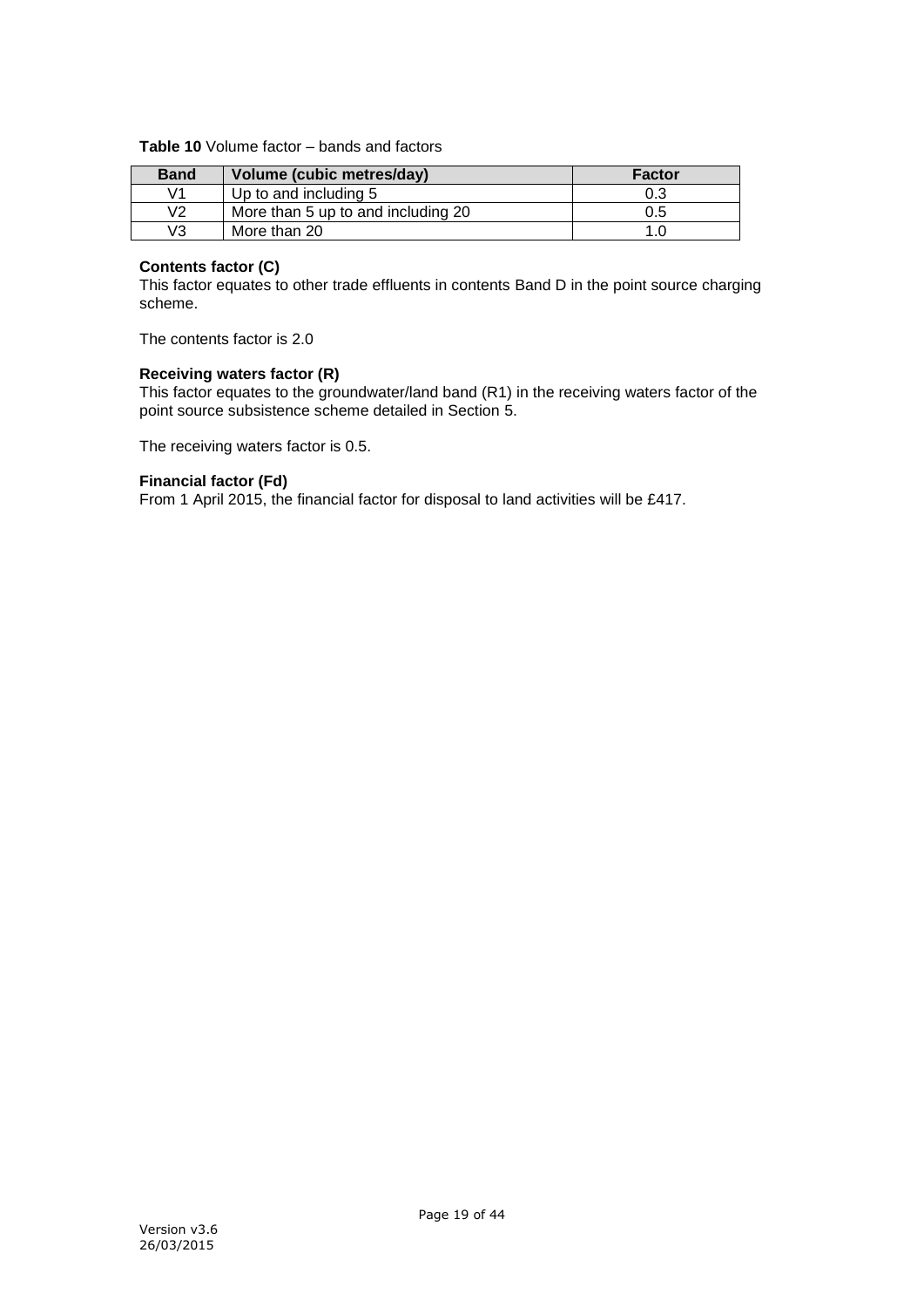**Table 10** Volume factor – bands and factors

| Band | Volume (cubic metres/day) | Factor |
|---|---|---|
| V1 | Up to and including 5 | 0.3 |
| V2 | More than 5 up to and including 20 | 0.5 |
| V3 | More than 20 | 1.0 |

**Contents factor (C)**
This factor equates to other trade effluents in contents Band D in the point source charging scheme.

The contents factor is 2.0

**Receiving waters factor (R)**
This factor equates to the groundwater/land band (R1) in the receiving waters factor of the point source subsistence scheme detailed in Section 5.

The receiving waters factor is 0.5.

**Financial factor (Fd)**
From 1 April 2015, the financial factor for disposal to land activities will be £417.

Version v3.6
26/03/2015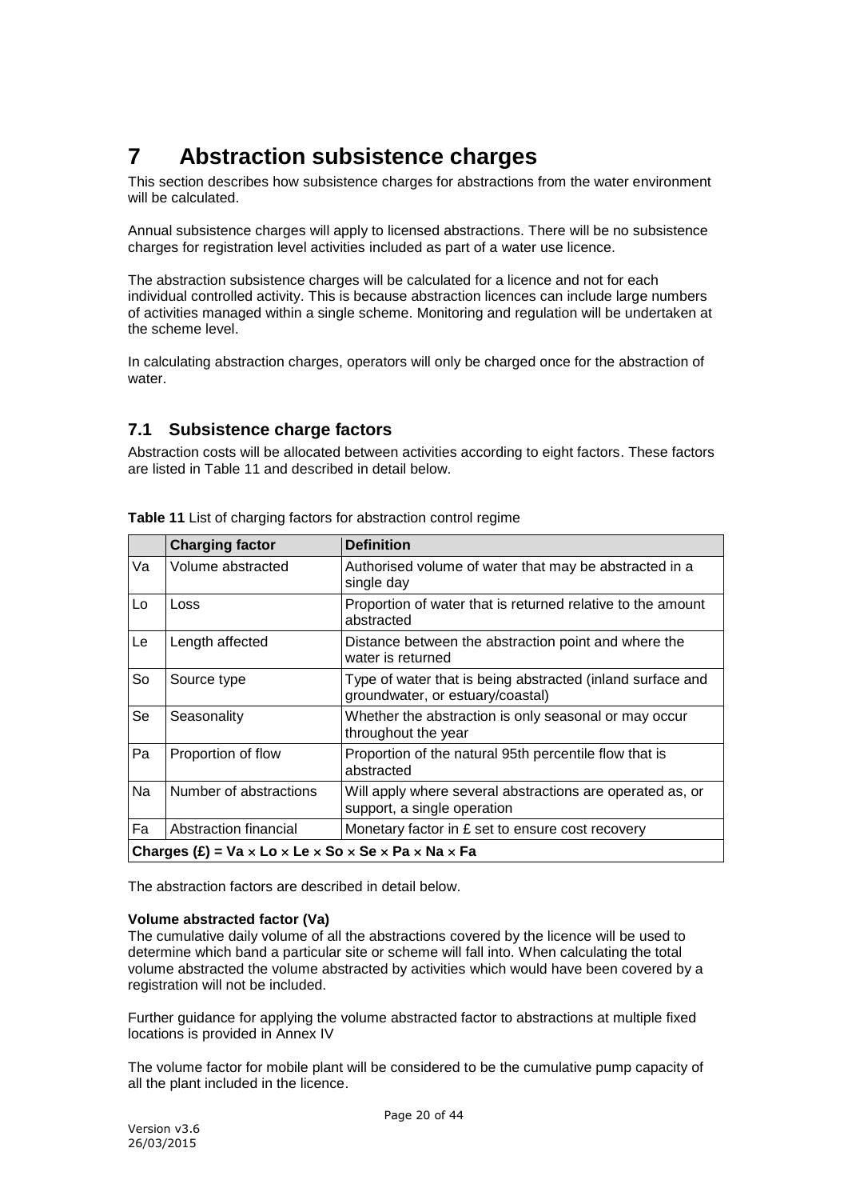# 7 Abstraction subsistence charges

This section describes how subsistence charges for abstractions from the water environment will be calculated.

Annual subsistence charges will apply to licensed abstractions. There will be no subsistence charges for registration level activities included as part of a water use licence.

The abstraction subsistence charges will be calculated for a licence and not for each individual controlled activity. This is because abstraction licences can include large numbers of activities managed within a single scheme. Monitoring and regulation will be undertaken at the scheme level.

In calculating abstraction charges, operators will only be charged once for the abstraction of water.

## 7.1 Subsistence charge factors

Abstraction costs will be allocated between activities according to eight factors. These factors are listed in Table 11 and described in detail below.

**Table 11** List of charging factors for abstraction control regime

| | Charging factor | Definition |
|---|---|---|
| Va | Volume abstracted | Authorised volume of water that may be abstracted in a single day |
| Lo | Loss | Proportion of water that is returned relative to the amount abstracted |
| Le | Length affected | Distance between the abstraction point and where the water is returned |
| So | Source type | Type of water that is being abstracted (inland surface and groundwater, or estuary/coastal) |
| Se | Seasonality | Whether the abstraction is only seasonal or may occur throughout the year |
| Pa | Proportion of flow | Proportion of the natural 95th percentile flow that is abstracted |
| Na | Number of abstractions | Will apply where several abstractions are operated as, or support, a single operation |
| Fa | Abstraction financial | Monetary factor in £ set to ensure cost recovery |
| **Charges (£) = Va × Lo × Le × So × Se × Pa × Na × Fa** | | |

The abstraction factors are described in detail below.

**Volume abstracted factor (Va)**
The cumulative daily volume of all the abstractions covered by the licence will be used to determine which band a particular site or scheme will fall into. When calculating the total volume abstracted the volume abstracted by activities which would have been covered by a registration will not be included.

Further guidance for applying the volume abstracted factor to abstractions at multiple fixed locations is provided in Annex IV

The volume factor for mobile plant will be considered to be the cumulative pump capacity of all the plant included in the licence.

Version v3.6
26/03/2015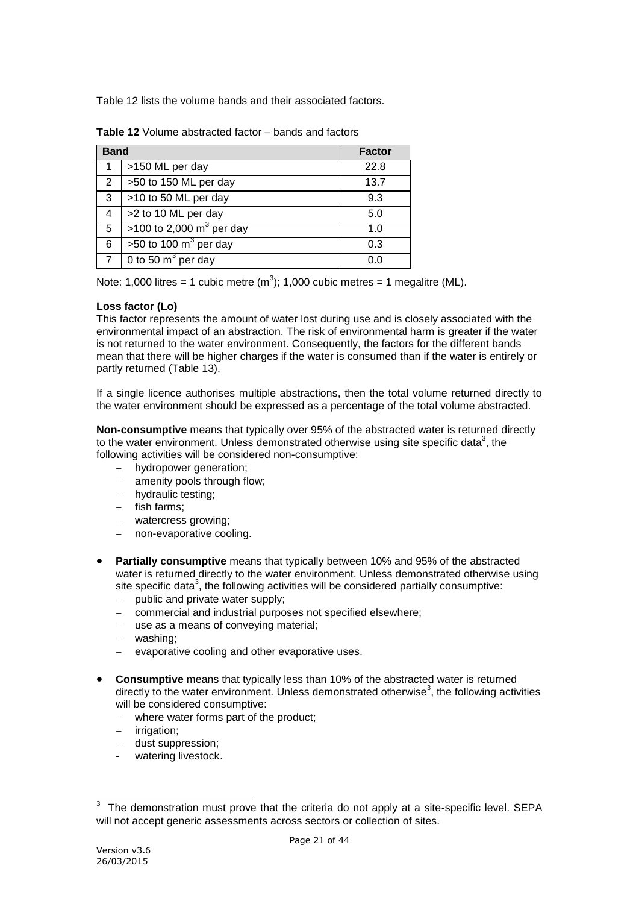Table 12 lists the volume bands and their associated factors.

**Table 12** Volume abstracted factor – bands and factors

| Band | | Factor |
|---|---|---|
| 1 | >150 ML per day | 22.8 |
| 2 | >50 to 150 ML per day | 13.7 |
| 3 | >10 to 50 ML per day | 9.3 |
| 4 | >2 to 10 ML per day | 5.0 |
| 5 | >100 to 2,000 $m^3$ per day | 1.0 |
| 6 | >50 to 100 $m^3$ per day | 0.3 |
| 7 | 0 to 50 $m^3$ per day | 0.0 |

Note: 1,000 litres = 1 cubic metre ($m^3$); 1,000 cubic metres = 1 megalitre (ML).

**Loss factor (Lo)**

This factor represents the amount of water lost during use and is closely associated with the environmental impact of an abstraction. The risk of environmental harm is greater if the water is not returned to the water environment. Consequently, the factors for the different bands mean that there will be higher charges if the water is consumed than if the water is entirely or partly returned (Table 13).

If a single licence authorises multiple abstractions, then the total volume returned directly to the water environment should be expressed as a percentage of the total volume abstracted.

**Non-consumptive** means that typically over 95% of the abstracted water is returned directly to the water environment. Unless demonstrated otherwise using site specific data[3], the following activities will be considered non-consumptive:

- hydropower generation;
- amenity pools through flow;
- hydraulic testing;
- fish farms;
- watercress growing;
- non-evaporative cooling.

- **Partially consumptive** means that typically between 10% and 95% of the abstracted water is returned directly to the water environment. Unless demonstrated otherwise using site specific data[3], the following activities will be considered partially consumptive:
  - public and private water supply;
  - commercial and industrial purposes not specified elsewhere;
  - use as a means of conveying material;
  - washing;
  - evaporative cooling and other evaporative uses.

- **Consumptive** means that typically less than 10% of the abstracted water is returned directly to the water environment. Unless demonstrated otherwise[3], the following activities will be considered consumptive:
  - where water forms part of the product;
  - irrigation;
  - dust suppression;
  - watering livestock.

[3] The demonstration must prove that the criteria do not apply at a site-specific level. SEPA will not accept generic assessments across sectors or collection of sites.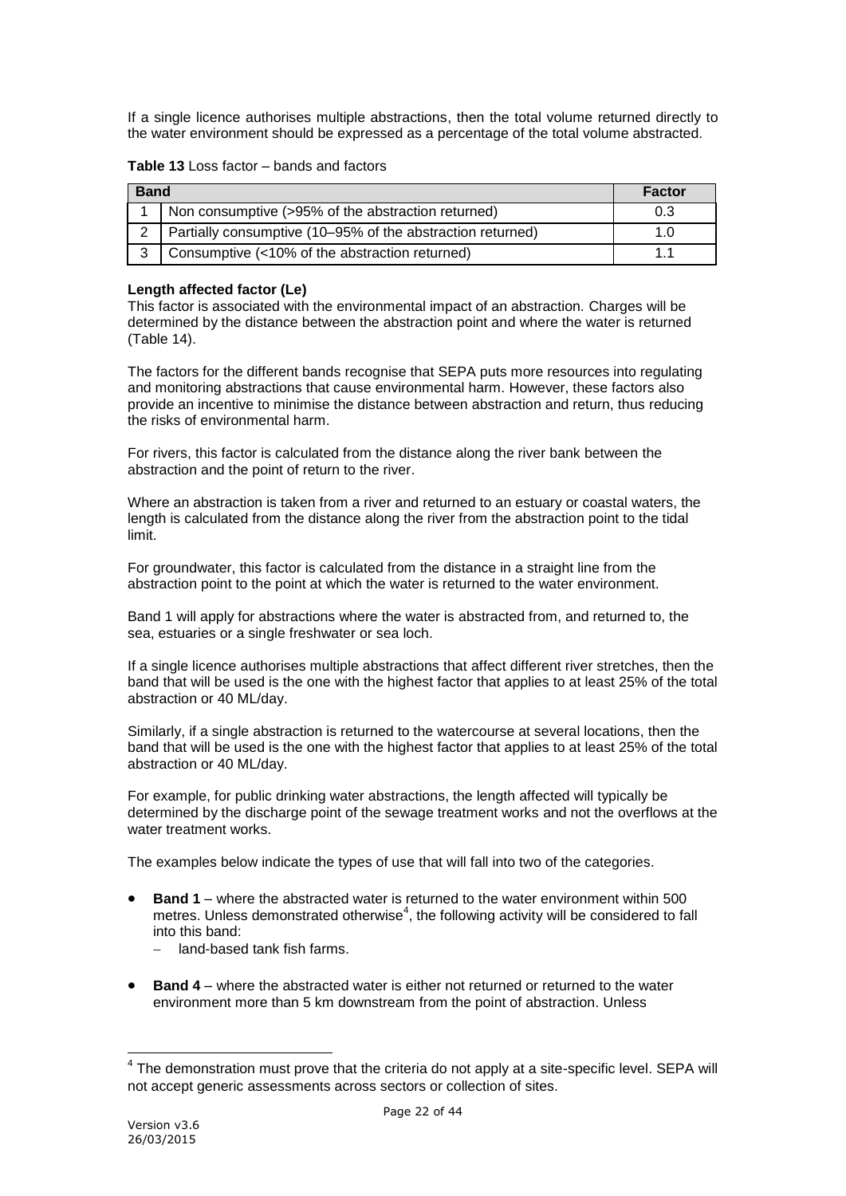If a single licence authorises multiple abstractions, then the total volume returned directly to the water environment should be expressed as a percentage of the total volume abstracted.

**Table 13** Loss factor – bands and factors

| Band | | Factor |
|---|---|---|
| 1 | Non consumptive (>95% of the abstraction returned) | 0.3 |
| 2 | Partially consumptive (10–95% of the abstraction returned) | 1.0 |
| 3 | Consumptive (<10% of the abstraction returned) | 1.1 |

**Length affected factor (Le)**

This factor is associated with the environmental impact of an abstraction. Charges will be determined by the distance between the abstraction point and where the water is returned (Table 14).

The factors for the different bands recognise that SEPA puts more resources into regulating and monitoring abstractions that cause environmental harm. However, these factors also provide an incentive to minimise the distance between abstraction and return, thus reducing the risks of environmental harm.

For rivers, this factor is calculated from the distance along the river bank between the abstraction and the point of return to the river.

Where an abstraction is taken from a river and returned to an estuary or coastal waters, the length is calculated from the distance along the river from the abstraction point to the tidal limit.

For groundwater, this factor is calculated from the distance in a straight line from the abstraction point to the point at which the water is returned to the water environment.

Band 1 will apply for abstractions where the water is abstracted from, and returned to, the sea, estuaries or a single freshwater or sea loch.

If a single licence authorises multiple abstractions that affect different river stretches, then the band that will be used is the one with the highest factor that applies to at least 25% of the total abstraction or 40 ML/day.

Similarly, if a single abstraction is returned to the watercourse at several locations, then the band that will be used is the one with the highest factor that applies to at least 25% of the total abstraction or 40 ML/day.

For example, for public drinking water abstractions, the length affected will typically be determined by the discharge point of the sewage treatment works and not the overflows at the water treatment works.

The examples below indicate the types of use that will fall into two of the categories.

- **Band 1** – where the abstracted water is returned to the water environment within 500 metres. Unless demonstrated otherwise[4], the following activity will be considered to fall into this band:
  - land-based tank fish farms.

- **Band 4** – where the abstracted water is either not returned or returned to the water environment more than 5 km downstream from the point of abstraction. Unless

[4] The demonstration must prove that the criteria do not apply at a site-specific level. SEPA will not accept generic assessments across sectors or collection of sites.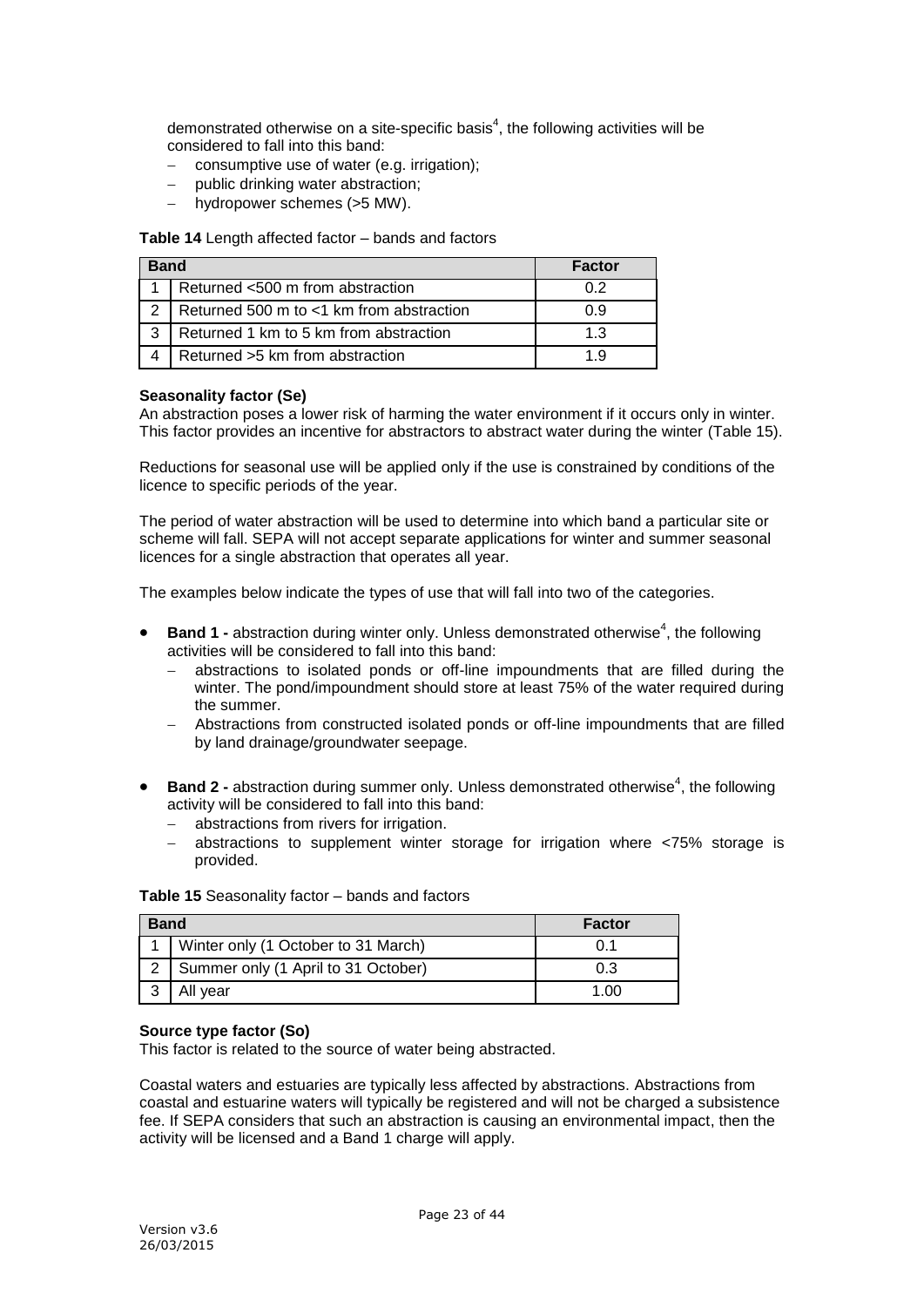demonstrated otherwise on a site-specific basis[4], the following activities will be considered to fall into this band:

- consumptive use of water (e.g. irrigation);
- public drinking water abstraction;
- hydropower schemes (>5 MW).

**Table 14** Length affected factor – bands and factors

| Band | | Factor |
|---|---|---|
| 1 | Returned <500 m from abstraction | 0.2 |
| 2 | Returned 500 m to <1 km from abstraction | 0.9 |
| 3 | Returned 1 km to 5 km from abstraction | 1.3 |
| 4 | Returned >5 km from abstraction | 1.9 |

**Seasonality factor (Se)**

An abstraction poses a lower risk of harming the water environment if it occurs only in winter. This factor provides an incentive for abstractors to abstract water during the winter (Table 15).

Reductions for seasonal use will be applied only if the use is constrained by conditions of the licence to specific periods of the year.

The period of water abstraction will be used to determine into which band a particular site or scheme will fall. SEPA will not accept separate applications for winter and summer seasonal licences for a single abstraction that operates all year.

The examples below indicate the types of use that will fall into two of the categories.

- **Band 1 -** abstraction during winter only. Unless demonstrated otherwise[4], the following activities will be considered to fall into this band:
  - abstractions to isolated ponds or off-line impoundments that are filled during the winter. The pond/impoundment should store at least 75% of the water required during the summer.
  - Abstractions from constructed isolated ponds or off-line impoundments that are filled by land drainage/groundwater seepage.

- **Band 2 -** abstraction during summer only. Unless demonstrated otherwise[4], the following activity will be considered to fall into this band:
  - abstractions from rivers for irrigation.
  - abstractions to supplement winter storage for irrigation where <75% storage is provided.

**Table 15** Seasonality factor – bands and factors

| Band | | Factor |
|---|---|---|
| 1 | Winter only (1 October to 31 March) | 0.1 |
| 2 | Summer only (1 April to 31 October) | 0.3 |
| 3 | All year | 1.00 |

**Source type factor (So)**

This factor is related to the source of water being abstracted.

Coastal waters and estuaries are typically less affected by abstractions. Abstractions from coastal and estuarine waters will typically be registered and will not be charged a subsistence fee. If SEPA considers that such an abstraction is causing an environmental impact, then the activity will be licensed and a Band 1 charge will apply.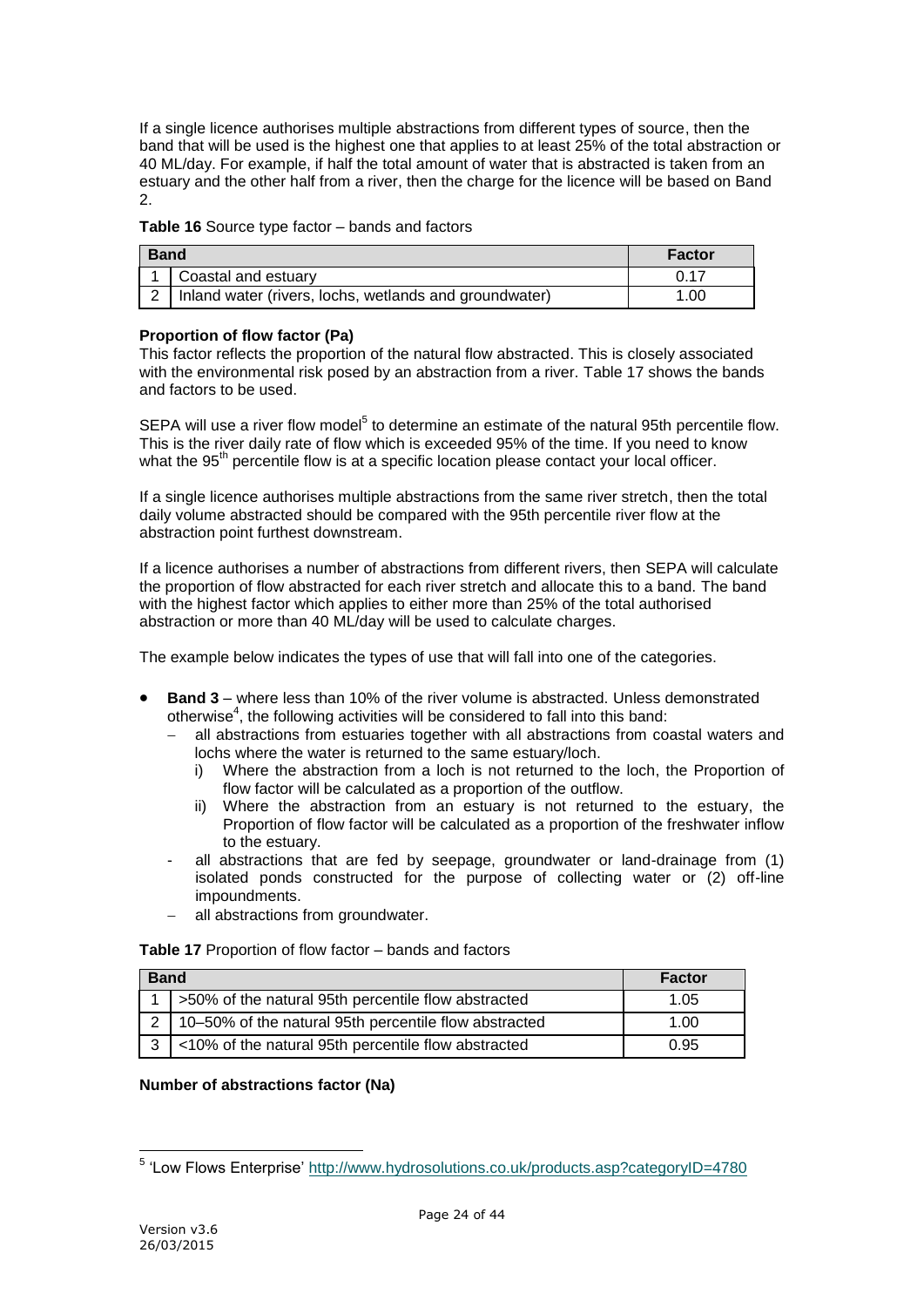If a single licence authorises multiple abstractions from different types of source, then the band that will be used is the highest one that applies to at least 25% of the total abstraction or 40 ML/day. For example, if half the total amount of water that is abstracted is taken from an estuary and the other half from a river, then the charge for the licence will be based on Band 2.

**Table 16** Source type factor – bands and factors

| Band | | Factor |
|---|---|---|
| 1 | Coastal and estuary | 0.17 |
| 2 | Inland water (rivers, lochs, wetlands and groundwater) | 1.00 |

**Proportion of flow factor (Pa)**

This factor reflects the proportion of the natural flow abstracted. This is closely associated with the environmental risk posed by an abstraction from a river. Table 17 shows the bands and factors to be used.

SEPA will use a river flow model[5] to determine an estimate of the natural 95th percentile flow. This is the river daily rate of flow which is exceeded 95% of the time. If you need to know what the 95th percentile flow is at a specific location please contact your local officer.

If a single licence authorises multiple abstractions from the same river stretch, then the total daily volume abstracted should be compared with the 95th percentile river flow at the abstraction point furthest downstream.

If a licence authorises a number of abstractions from different rivers, then SEPA will calculate the proportion of flow abstracted for each river stretch and allocate this to a band. The band with the highest factor which applies to either more than 25% of the total authorised abstraction or more than 40 ML/day will be used to calculate charges.

The example below indicates the types of use that will fall into one of the categories.

- **Band 3** – where less than 10% of the river volume is abstracted. Unless demonstrated otherwise[4], the following activities will be considered to fall into this band:
  - all abstractions from estuaries together with all abstractions from coastal waters and lochs where the water is returned to the same estuary/loch.
    - i) Where the abstraction from a loch is not returned to the loch, the Proportion of flow factor will be calculated as a proportion of the outflow.
    - ii) Where the abstraction from an estuary is not returned to the estuary, the Proportion of flow factor will be calculated as a proportion of the freshwater inflow to the estuary.
  - all abstractions that are fed by seepage, groundwater or land-drainage from (1) isolated ponds constructed for the purpose of collecting water or (2) off-line impoundments.
  - all abstractions from groundwater.

**Table 17** Proportion of flow factor – bands and factors

| Band | | Factor |
|---|---|---|
| 1 | >50% of the natural 95th percentile flow abstracted | 1.05 |
| 2 | 10–50% of the natural 95th percentile flow abstracted | 1.00 |
| 3 | <10% of the natural 95th percentile flow abstracted | 0.95 |

**Number of abstractions factor (Na)**

[5] 'Low Flows Enterprise' http://www.hydrosolutions.co.uk/products.asp?categoryID=4780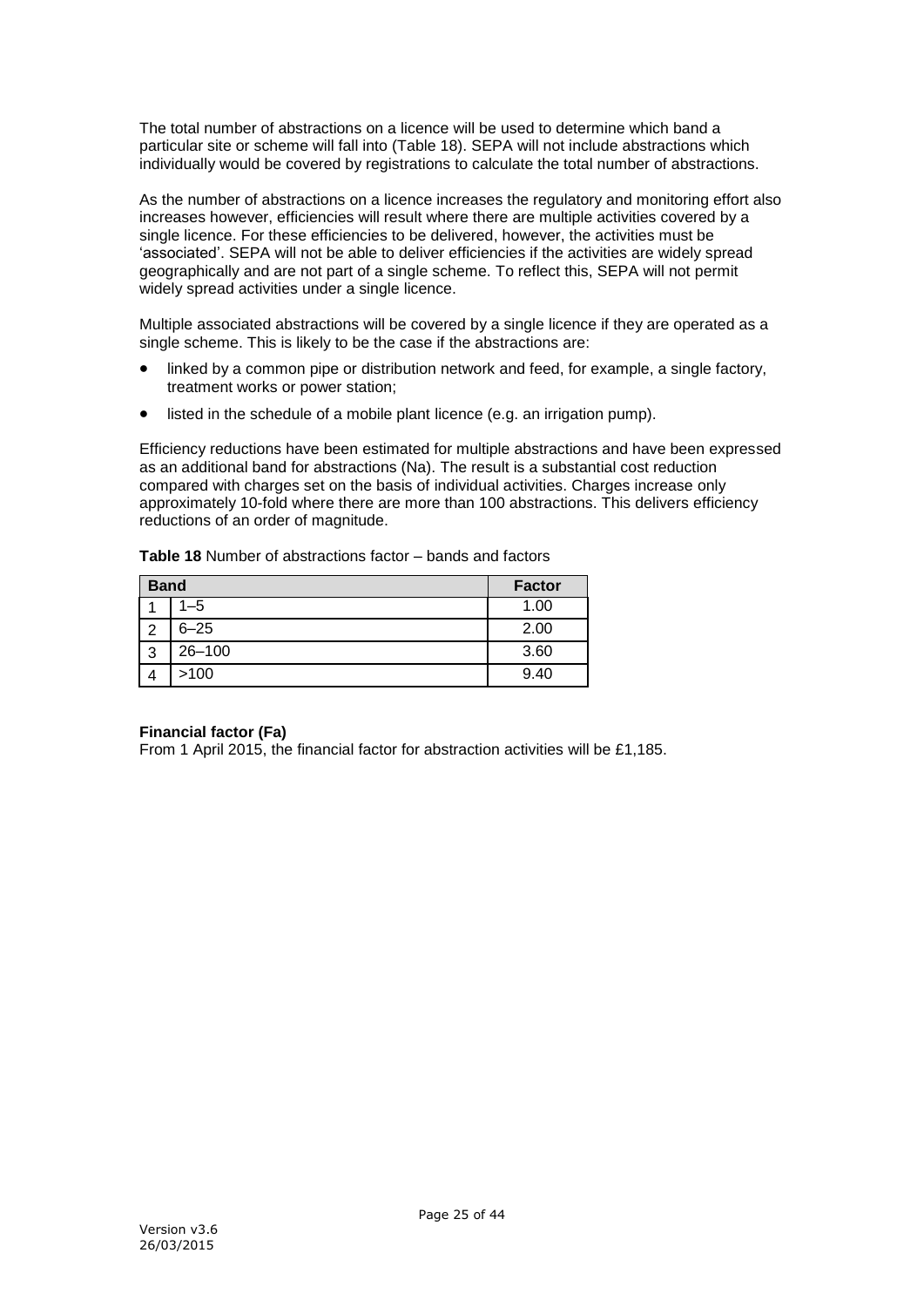The total number of abstractions on a licence will be used to determine which band a particular site or scheme will fall into (Table 18). SEPA will not include abstractions which individually would be covered by registrations to calculate the total number of abstractions.

As the number of abstractions on a licence increases the regulatory and monitoring effort also increases however, efficiencies will result where there are multiple activities covered by a single licence. For these efficiencies to be delivered, however, the activities must be 'associated'. SEPA will not be able to deliver efficiencies if the activities are widely spread geographically and are not part of a single scheme. To reflect this, SEPA will not permit widely spread activities under a single licence.

Multiple associated abstractions will be covered by a single licence if they are operated as a single scheme. This is likely to be the case if the abstractions are:

- linked by a common pipe or distribution network and feed, for example, a single factory, treatment works or power station;
- listed in the schedule of a mobile plant licence (e.g. an irrigation pump).

Efficiency reductions have been estimated for multiple abstractions and have been expressed as an additional band for abstractions (Na). The result is a substantial cost reduction compared with charges set on the basis of individual activities. Charges increase only approximately 10-fold where there are more than 100 abstractions. This delivers efficiency reductions of an order of magnitude.

**Table 18** Number of abstractions factor – bands and factors

| Band | | Factor |
|---|---|---|
| 1 | 1–5 | 1.00 |
| 2 | 6–25 | 2.00 |
| 3 | 26–100 | 3.60 |
| 4 | >100 | 9.40 |

**Financial factor (Fa)**
From 1 April 2015, the financial factor for abstraction activities will be £1,185.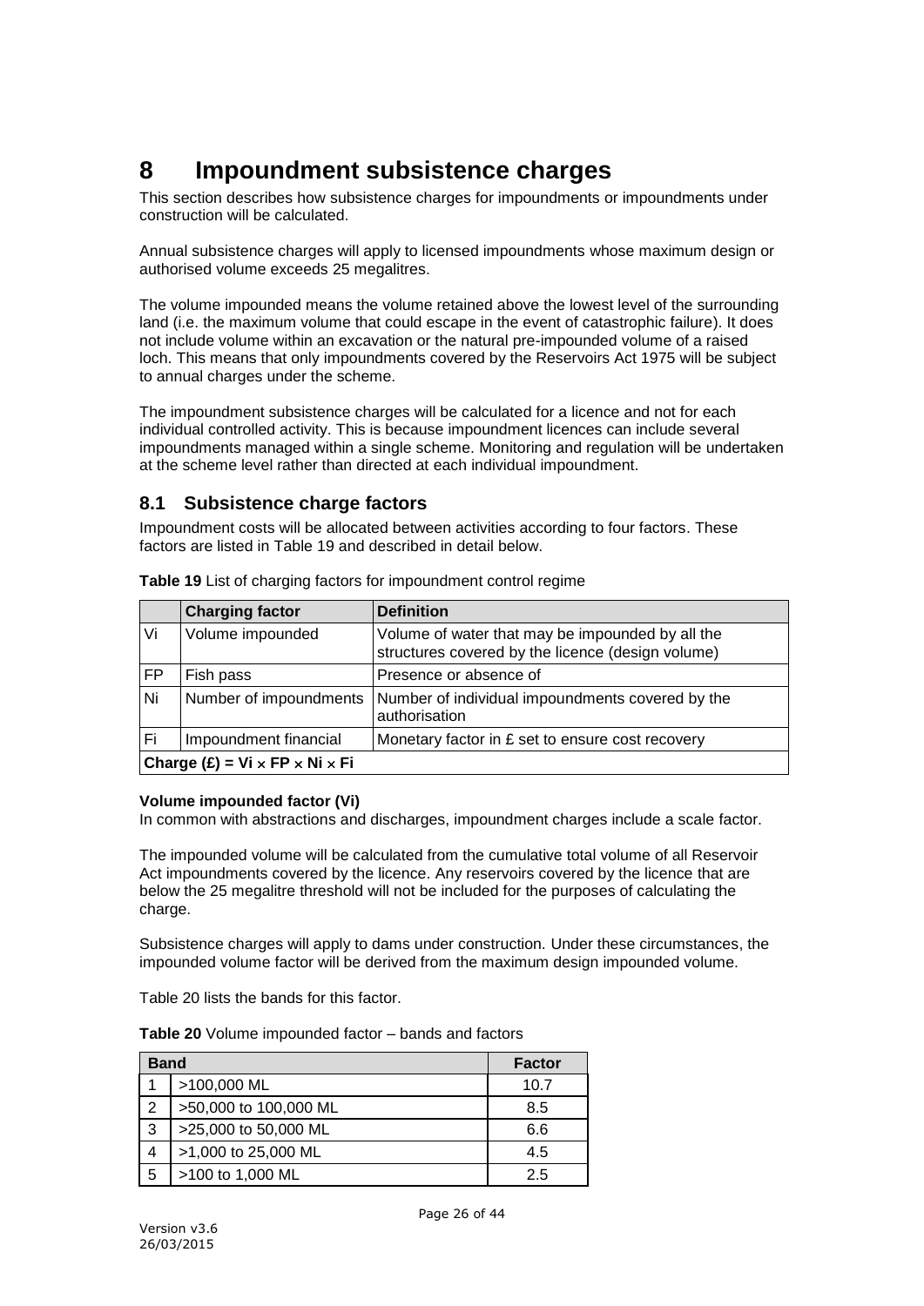# 8 Impoundment subsistence charges

This section describes how subsistence charges for impoundments or impoundments under construction will be calculated.

Annual subsistence charges will apply to licensed impoundments whose maximum design or authorised volume exceeds 25 megalitres.

The volume impounded means the volume retained above the lowest level of the surrounding land (i.e. the maximum volume that could escape in the event of catastrophic failure). It does not include volume within an excavation or the natural pre-impounded volume of a raised loch. This means that only impoundments covered by the Reservoirs Act 1975 will be subject to annual charges under the scheme.

The impoundment subsistence charges will be calculated for a licence and not for each individual controlled activity. This is because impoundment licences can include several impoundments managed within a single scheme. Monitoring and regulation will be undertaken at the scheme level rather than directed at each individual impoundment.

## 8.1 Subsistence charge factors

Impoundment costs will be allocated between activities according to four factors. These factors are listed in Table 19 and described in detail below.

**Table 19** List of charging factors for impoundment control regime

| | Charging factor | Definition |
|---|---|---|
| Vi | Volume impounded | Volume of water that may be impounded by all the structures covered by the licence (design volume) |
| FP | Fish pass | Presence or absence of |
| Ni | Number of impoundments | Number of individual impoundments covered by the authorisation |
| Fi | Impoundment financial | Monetary factor in £ set to ensure cost recovery |
| **Charge (£) = Vi × FP × Ni × Fi** | | |

**Volume impounded factor (Vi)**

In common with abstractions and discharges, impoundment charges include a scale factor.

The impounded volume will be calculated from the cumulative total volume of all Reservoir Act impoundments covered by the licence. Any reservoirs covered by the licence that are below the 25 megalitre threshold will not be included for the purposes of calculating the charge.

Subsistence charges will apply to dams under construction. Under these circumstances, the impounded volume factor will be derived from the maximum design impounded volume.

Table 20 lists the bands for this factor.

**Table 20** Volume impounded factor – bands and factors

| Band | | Factor |
|---|---|---|
| 1 | >100,000 ML | 10.7 |
| 2 | >50,000 to 100,000 ML | 8.5 |
| 3 | >25,000 to 50,000 ML | 6.6 |
| 4 | >1,000 to 25,000 ML | 4.5 |
| 5 | >100 to 1,000 ML | 2.5 |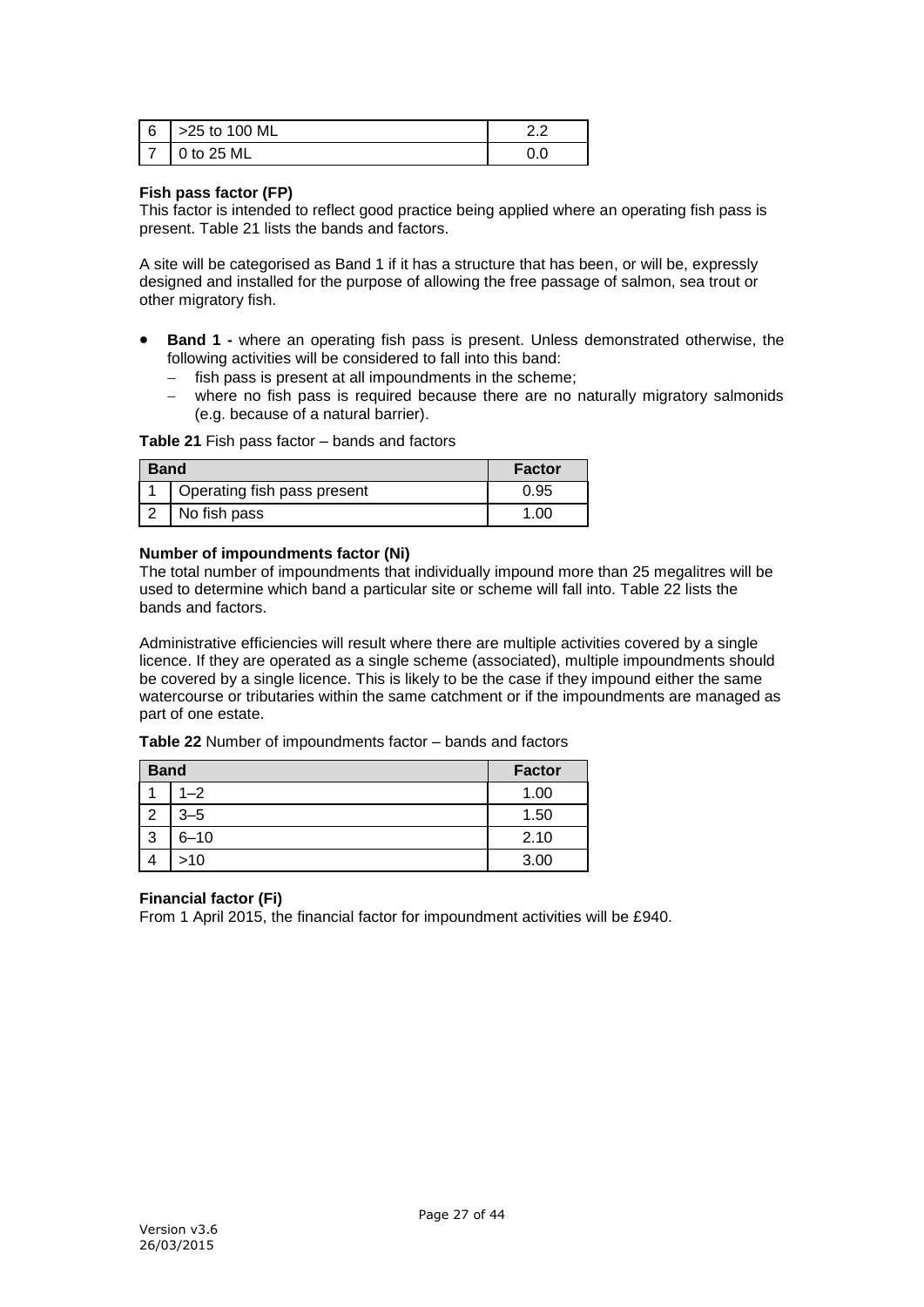| 6 | >25 to 100 ML | 2.2 |
|---|---|---|
| 7 | 0 to 25 ML | 0.0 |

**Fish pass factor (FP)**

This factor is intended to reflect good practice being applied where an operating fish pass is present. Table 21 lists the bands and factors.

A site will be categorised as Band 1 if it has a structure that has been, or will be, expressly designed and installed for the purpose of allowing the free passage of salmon, sea trout or other migratory fish.

- **Band 1 -** where an operating fish pass is present. Unless demonstrated otherwise, the following activities will be considered to fall into this band:
  - fish pass is present at all impoundments in the scheme;
  - where no fish pass is required because there are no naturally migratory salmonids (e.g. because of a natural barrier).

**Table 21** Fish pass factor – bands and factors

| Band | | Factor |
|---|---|---|
| 1 | Operating fish pass present | 0.95 |
| 2 | No fish pass | 1.00 |

**Number of impoundments factor (Ni)**

The total number of impoundments that individually impound more than 25 megalitres will be used to determine which band a particular site or scheme will fall into. Table 22 lists the bands and factors.

Administrative efficiencies will result where there are multiple activities covered by a single licence. If they are operated as a single scheme (associated), multiple impoundments should be covered by a single licence. This is likely to be the case if they impound either the same watercourse or tributaries within the same catchment or if the impoundments are managed as part of one estate.

**Table 22** Number of impoundments factor – bands and factors

| Band | | Factor |
|---|---|---|
| 1 | 1–2 | 1.00 |
| 2 | 3–5 | 1.50 |
| 3 | 6–10 | 2.10 |
| 4 | >10 | 3.00 |

**Financial factor (Fi)**

From 1 April 2015, the financial factor for impoundment activities will be £940.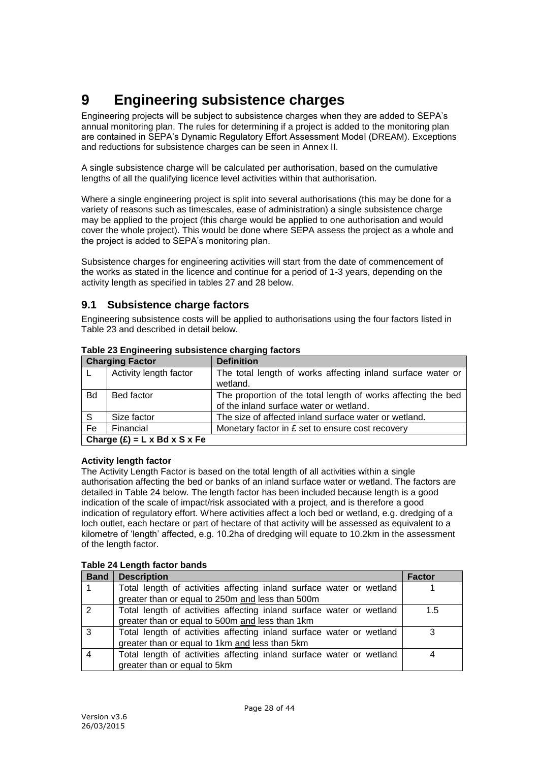# 9 Engineering subsistence charges

Engineering projects will be subject to subsistence charges when they are added to SEPA's annual monitoring plan. The rules for determining if a project is added to the monitoring plan are contained in SEPA's Dynamic Regulatory Effort Assessment Model (DREAM). Exceptions and reductions for subsistence charges can be seen in Annex II.

A single subsistence charge will be calculated per authorisation, based on the cumulative lengths of all the qualifying licence level activities within that authorisation.

Where a single engineering project is split into several authorisations (this may be done for a variety of reasons such as timescales, ease of administration) a single subsistence charge may be applied to the project (this charge would be applied to one authorisation and would cover the whole project). This would be done where SEPA assess the project as a whole and the project is added to SEPA's monitoring plan.

Subsistence charges for engineering activities will start from the date of commencement of the works as stated in the licence and continue for a period of 1-3 years, depending on the activity length as specified in tables 27 and 28 below.

## 9.1 Subsistence charge factors

Engineering subsistence costs will be applied to authorisations using the four factors listed in Table 23 and described in detail below.

**Table 23 Engineering subsistence charging factors**

| Charging Factor | | Definition |
|---|---|---|
| L | Activity length factor | The total length of works affecting inland surface water or wetland. |
| Bd | Bed factor | The proportion of the total length of works affecting the bed of the inland surface water or wetland. |
| S | Size factor | The size of affected inland surface water or wetland. |
| Fe | Financial | Monetary factor in £ set to ensure cost recovery |
| **Charge (£) = L x Bd x S x Fe** | | |

**Activity length factor**

The Activity Length Factor is based on the total length of all activities within a single authorisation affecting the bed or banks of an inland surface water or wetland. The factors are detailed in Table 24 below. The length factor has been included because length is a good indication of the scale of impact/risk associated with a project, and is therefore a good indication of regulatory effort. Where activities affect a loch bed or wetland, e.g. dredging of a loch outlet, each hectare or part of hectare of that activity will be assessed as equivalent to a kilometre of 'length' affected, e.g. 10.2ha of dredging will equate to 10.2km in the assessment of the length factor.

**Table 24 Length factor bands**

| Band | Description | Factor |
|---|---|---|
| 1 | Total length of activities affecting inland surface water or wetland greater than or equal to 250m and less than 500m | 1 |
| 2 | Total length of activities affecting inland surface water or wetland greater than or equal to 500m and less than 1km | 1.5 |
| 3 | Total length of activities affecting inland surface water or wetland greater than or equal to 1km and less than 5km | 3 |
| 4 | Total length of activities affecting inland surface water or wetland greater than or equal to 5km | 4 |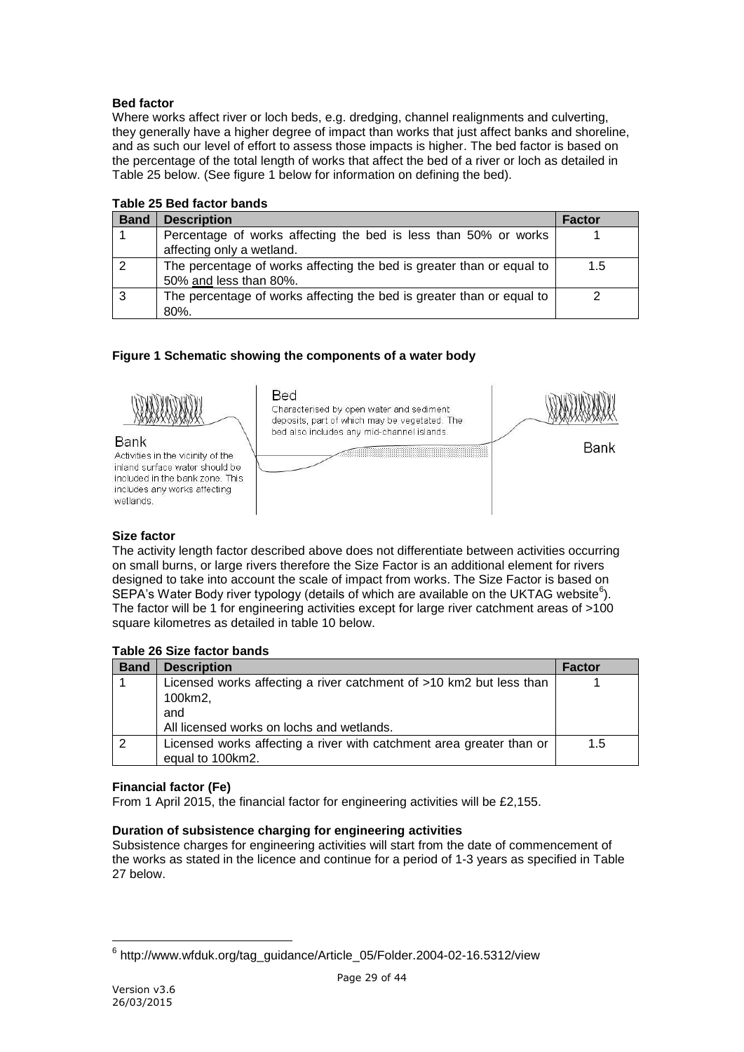**Bed factor**

Where works affect river or loch beds, e.g. dredging, channel realignments and culverting, they generally have a higher degree of impact than works that just affect banks and shoreline, and as such our level of effort to assess those impacts is higher. The bed factor is based on the percentage of the total length of works that affect the bed of a river or loch as detailed in Table 25 below. (See figure 1 below for information on defining the bed).

**Table 25 Bed factor bands**

| Band | Description | Factor |
|---|---|---|
| 1 | Percentage of works affecting the bed is less than 50% or works affecting only a wetland. | 1 |
| 2 | The percentage of works affecting the bed is greater than or equal to 50% and less than 80%. | 1.5 |
| 3 | The percentage of works affecting the bed is greater than or equal to 80%. | 2 |

**Figure 1 Schematic showing the components of a water body**

Bank
Activities in the vicinity of the inland surface water should be included in the bank zone. This includes any works affecting wetlands.

Bed
Characterised by open water and sediment deposits, part of which may be vegetated. The bed also includes any mid-channel islands.

Bank

**Size factor**

The activity length factor described above does not differentiate between activities occurring on small burns, or large rivers therefore the Size Factor is an additional element for rivers designed to take into account the scale of impact from works. The Size Factor is based on SEPA's Water Body river typology (details of which are available on the UKTAG website[6]). The factor will be 1 for engineering activities except for large river catchment areas of >100 square kilometres as detailed in table 10 below.

**Table 26 Size factor bands**

| Band | Description | Factor |
|---|---|---|
| 1 | Licensed works affecting a river catchment of >10 km2 but less than 100km2, and All licensed works on lochs and wetlands. | 1 |
| 2 | Licensed works affecting a river with catchment area greater than or equal to 100km2. | 1.5 |

**Financial factor (Fe)**

From 1 April 2015, the financial factor for engineering activities will be £2,155.

**Duration of subsistence charging for engineering activities**

Subsistence charges for engineering activities will start from the date of commencement of the works as stated in the licence and continue for a period of 1-3 years as specified in Table 27 below.

[6] http://www.wfduk.org/tag_guidance/Article_05/Folder.2004-02-16.5312/view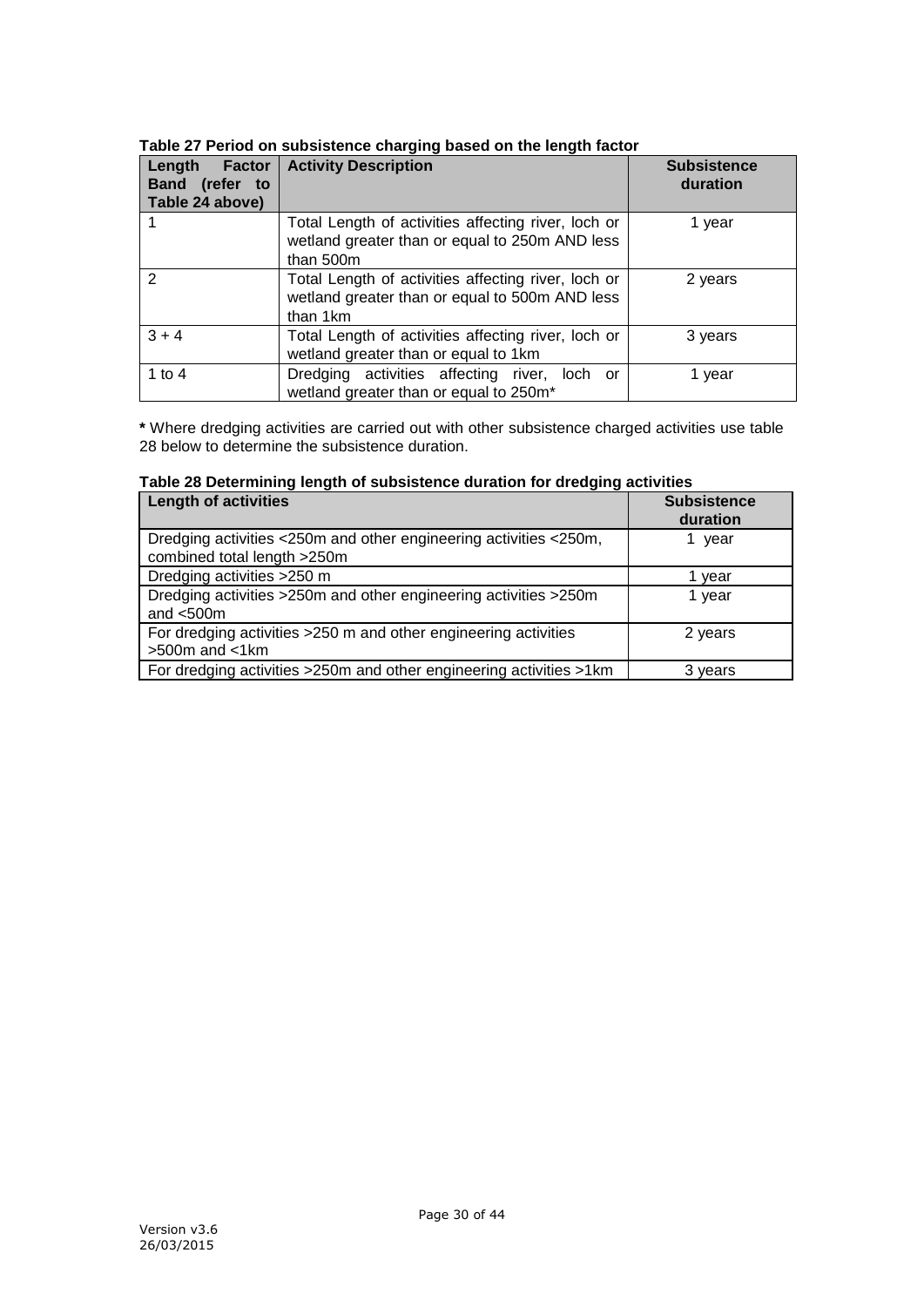**Table 27 Period on subsistence charging based on the length factor**

| Length Factor Band (refer to Table 24 above) | Activity Description | Subsistence duration |
|---|---|---|
| 1 | Total Length of activities affecting river, loch or wetland greater than or equal to 250m AND less than 500m | 1 year |
| 2 | Total Length of activities affecting river, loch or wetland greater than or equal to 500m AND less than 1km | 2 years |
| 3 + 4 | Total Length of activities affecting river, loch or wetland greater than or equal to 1km | 3 years |
| 1 to 4 | Dredging activities affecting river, loch or wetland greater than or equal to 250m* | 1 year |

**\*** Where dredging activities are carried out with other subsistence charged activities use table 28 below to determine the subsistence duration.

**Table 28 Determining length of subsistence duration for dredging activities**

| Length of activities | Subsistence duration |
|---|---|
| Dredging activities <250m and other engineering activities <250m, combined total length >250m | 1 year |
| Dredging activities >250 m | 1 year |
| Dredging activities >250m and other engineering activities >250m and <500m | 1 year |
| For dredging activities >250 m and other engineering activities >500m and <1km | 2 years |
| For dredging activities >250m and other engineering activities >1km | 3 years |

Version v3.6
26/03/2015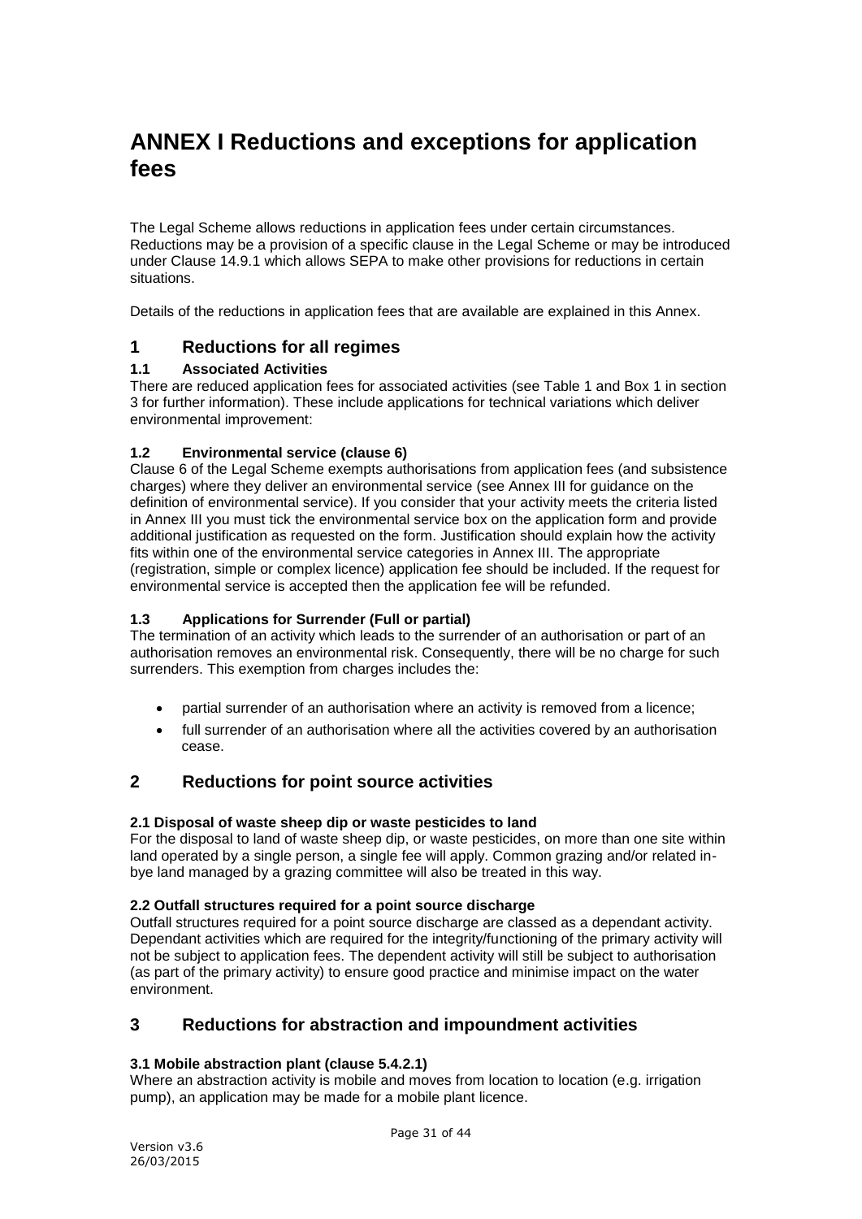# ANNEX I Reductions and exceptions for application fees

The Legal Scheme allows reductions in application fees under certain circumstances. Reductions may be a provision of a specific clause in the Legal Scheme or may be introduced under Clause 14.9.1 which allows SEPA to make other provisions for reductions in certain situations.

Details of the reductions in application fees that are available are explained in this Annex.

## 1 Reductions for all regimes

### 1.1 Associated Activities

There are reduced application fees for associated activities (see Table 1 and Box 1 in section 3 for further information). These include applications for technical variations which deliver environmental improvement:

### 1.2 Environmental service (clause 6)

Clause 6 of the Legal Scheme exempts authorisations from application fees (and subsistence charges) where they deliver an environmental service (see Annex III for guidance on the definition of environmental service). If you consider that your activity meets the criteria listed in Annex III you must tick the environmental service box on the application form and provide additional justification as requested on the form. Justification should explain how the activity fits within one of the environmental service categories in Annex III. The appropriate (registration, simple or complex licence) application fee should be included. If the request for environmental service is accepted then the application fee will be refunded.

### 1.3 Applications for Surrender (Full or partial)

The termination of an activity which leads to the surrender of an authorisation or part of an authorisation removes an environmental risk. Consequently, there will be no charge for such surrenders. This exemption from charges includes the:

- partial surrender of an authorisation where an activity is removed from a licence;
- full surrender of an authorisation where all the activities covered by an authorisation cease.

## 2 Reductions for point source activities

### 2.1 Disposal of waste sheep dip or waste pesticides to land

For the disposal to land of waste sheep dip, or waste pesticides, on more than one site within land operated by a single person, a single fee will apply. Common grazing and/or related in-bye land managed by a grazing committee will also be treated in this way.

### 2.2 Outfall structures required for a point source discharge

Outfall structures required for a point source discharge are classed as a dependant activity. Dependant activities which are required for the integrity/functioning of the primary activity will not be subject to application fees. The dependent activity will still be subject to authorisation (as part of the primary activity) to ensure good practice and minimise impact on the water environment.

## 3 Reductions for abstraction and impoundment activities

### 3.1 Mobile abstraction plant (clause 5.4.2.1)

Where an abstraction activity is mobile and moves from location to location (e.g. irrigation pump), an application may be made for a mobile plant licence.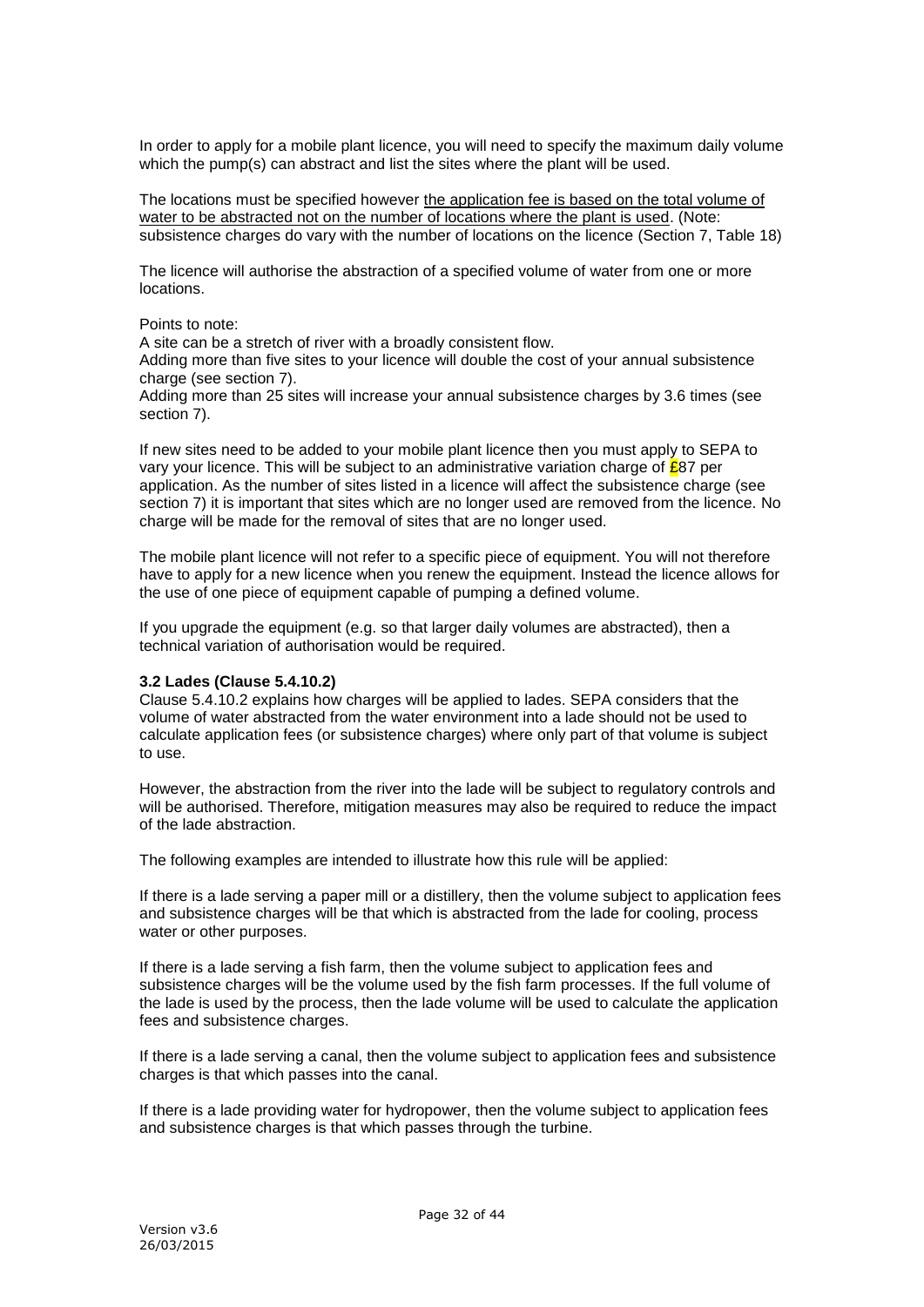In order to apply for a mobile plant licence, you will need to specify the maximum daily volume which the pump(s) can abstract and list the sites where the plant will be used.

The locations must be specified however <u>the application fee is based on the total volume of water to be abstracted not on the number of locations where the plant is used</u>. (Note: subsistence charges do vary with the number of locations on the licence (Section 7, Table 18)

The licence will authorise the abstraction of a specified volume of water from one or more locations.

Points to note:
A site can be a stretch of river with a broadly consistent flow.
Adding more than five sites to your licence will double the cost of your annual subsistence charge (see section 7).
Adding more than 25 sites will increase your annual subsistence charges by 3.6 times (see section 7).

If new sites need to be added to your mobile plant licence then you must apply to SEPA to vary your licence. This will be subject to an administrative variation charge of £87 per application. As the number of sites listed in a licence will affect the subsistence charge (see section 7) it is important that sites which are no longer used are removed from the licence. No charge will be made for the removal of sites that are no longer used.

The mobile plant licence will not refer to a specific piece of equipment. You will not therefore have to apply for a new licence when you renew the equipment. Instead the licence allows for the use of one piece of equipment capable of pumping a defined volume.

If you upgrade the equipment (e.g. so that larger daily volumes are abstracted), then a technical variation of authorisation would be required.

### 3.2 Lades (Clause 5.4.10.2)

Clause 5.4.10.2 explains how charges will be applied to lades. SEPA considers that the volume of water abstracted from the water environment into a lade should not be used to calculate application fees (or subsistence charges) where only part of that volume is subject to use.

However, the abstraction from the river into the lade will be subject to regulatory controls and will be authorised. Therefore, mitigation measures may also be required to reduce the impact of the lade abstraction.

The following examples are intended to illustrate how this rule will be applied:

If there is a lade serving a paper mill or a distillery, then the volume subject to application fees and subsistence charges will be that which is abstracted from the lade for cooling, process water or other purposes.

If there is a lade serving a fish farm, then the volume subject to application fees and subsistence charges will be the volume used by the fish farm processes. If the full volume of the lade is used by the process, then the lade volume will be used to calculate the application fees and subsistence charges.

If there is a lade serving a canal, then the volume subject to application fees and subsistence charges is that which passes into the canal.

If there is a lade providing water for hydropower, then the volume subject to application fees and subsistence charges is that which passes through the turbine.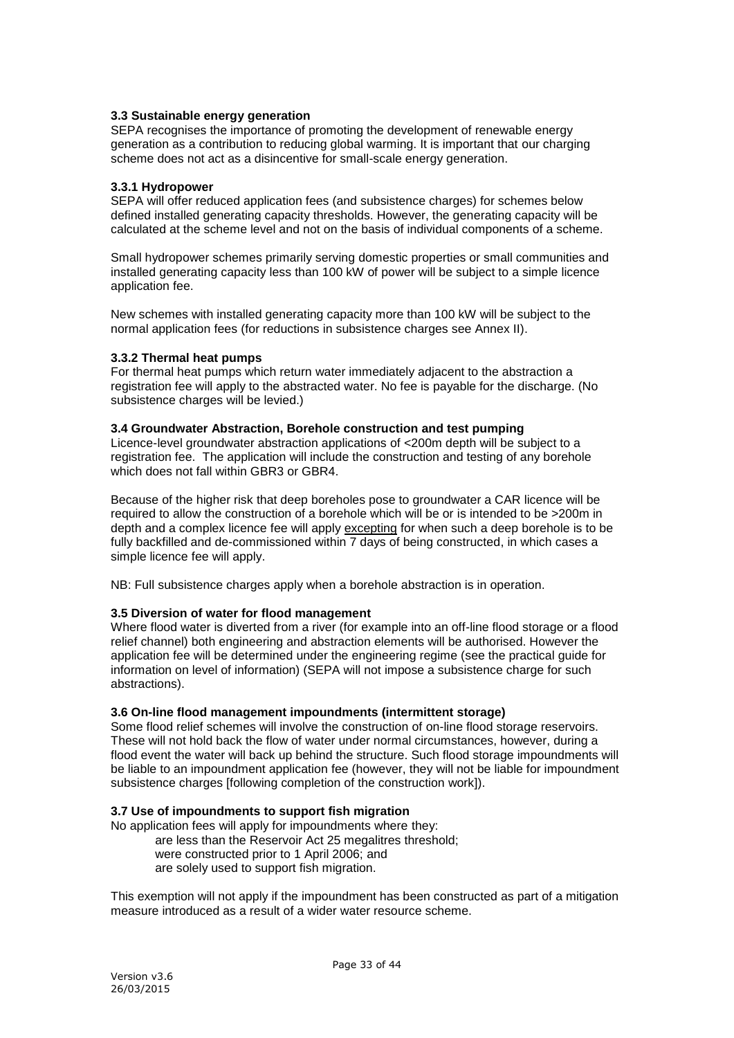### 3.3 Sustainable energy generation

SEPA recognises the importance of promoting the development of renewable energy generation as a contribution to reducing global warming. It is important that our charging scheme does not act as a disincentive for small-scale energy generation.

#### 3.3.1 Hydropower

SEPA will offer reduced application fees (and subsistence charges) for schemes below defined installed generating capacity thresholds. However, the generating capacity will be calculated at the scheme level and not on the basis of individual components of a scheme.

Small hydropower schemes primarily serving domestic properties or small communities and installed generating capacity less than 100 kW of power will be subject to a simple licence application fee.

New schemes with installed generating capacity more than 100 kW will be subject to the normal application fees (for reductions in subsistence charges see Annex II).

#### 3.3.2 Thermal heat pumps

For thermal heat pumps which return water immediately adjacent to the abstraction a registration fee will apply to the abstracted water. No fee is payable for the discharge. (No subsistence charges will be levied.)

### 3.4 Groundwater Abstraction, Borehole construction and test pumping

Licence-level groundwater abstraction applications of <200m depth will be subject to a registration fee. The application will include the construction and testing of any borehole which does not fall within GBR3 or GBR4.

Because of the higher risk that deep boreholes pose to groundwater a CAR licence will be required to allow the construction of a borehole which will be or is intended to be >200m in depth and a complex licence fee will apply excepting for when such a deep borehole is to be fully backfilled and de-commissioned within 7 days of being constructed, in which cases a simple licence fee will apply.

NB: Full subsistence charges apply when a borehole abstraction is in operation.

### 3.5 Diversion of water for flood management

Where flood water is diverted from a river (for example into an off-line flood storage or a flood relief channel) both engineering and abstraction elements will be authorised. However the application fee will be determined under the engineering regime (see the practical guide for information on level of information) (SEPA will not impose a subsistence charge for such abstractions).

### 3.6 On-line flood management impoundments (intermittent storage)

Some flood relief schemes will involve the construction of on-line flood storage reservoirs. These will not hold back the flow of water under normal circumstances, however, during a flood event the water will back up behind the structure. Such flood storage impoundments will be liable to an impoundment application fee (however, they will not be liable for impoundment subsistence charges [following completion of the construction work]).

### 3.7 Use of impoundments to support fish migration

No application fees will apply for impoundments where they:

- are less than the Reservoir Act 25 megalitres threshold;
- were constructed prior to 1 April 2006; and
- are solely used to support fish migration.

This exemption will not apply if the impoundment has been constructed as part of a mitigation measure introduced as a result of a wider water resource scheme.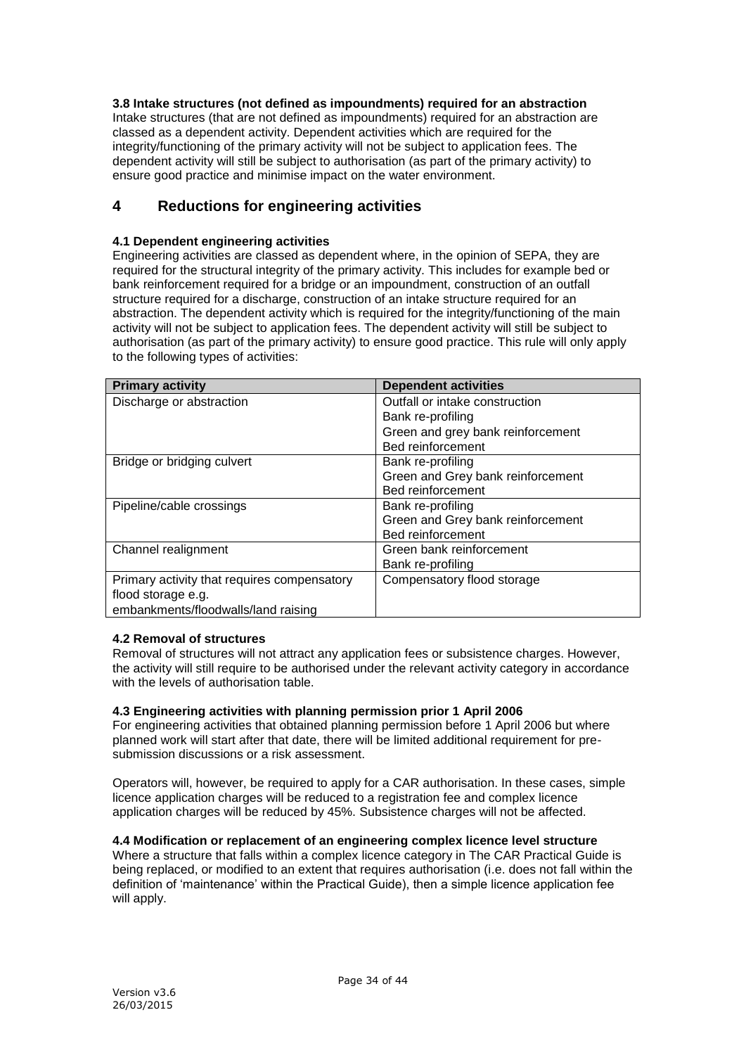### 3.8 Intake structures (not defined as impoundments) required for an abstraction

Intake structures (that are not defined as impoundments) required for an abstraction are classed as a dependent activity. Dependent activities which are required for the integrity/functioning of the primary activity will not be subject to application fees. The dependent activity will still be subject to authorisation (as part of the primary activity) to ensure good practice and minimise impact on the water environment.

## 4 Reductions for engineering activities

### 4.1 Dependent engineering activities

Engineering activities are classed as dependent where, in the opinion of SEPA, they are required for the structural integrity of the primary activity. This includes for example bed or bank reinforcement required for a bridge or an impoundment, construction of an outfall structure required for a discharge, construction of an intake structure required for an abstraction. The dependent activity which is required for the integrity/functioning of the main activity will not be subject to application fees. The dependent activity will still be subject to authorisation (as part of the primary activity) to ensure good practice. This rule will only apply to the following types of activities:

| Primary activity | Dependent activities |
|---|---|
| Discharge or abstraction | Outfall or intake construction<br>Bank re-profiling<br>Green and grey bank reinforcement<br>Bed reinforcement |
| Bridge or bridging culvert | Bank re-profiling<br>Green and Grey bank reinforcement<br>Bed reinforcement |
| Pipeline/cable crossings | Bank re-profiling<br>Green and Grey bank reinforcement<br>Bed reinforcement |
| Channel realignment | Green bank reinforcement<br>Bank re-profiling |
| Primary activity that requires compensatory flood storage e.g. embankments/floodwalls/land raising | Compensatory flood storage |

### 4.2 Removal of structures

Removal of structures will not attract any application fees or subsistence charges. However, the activity will still require to be authorised under the relevant activity category in accordance with the levels of authorisation table.

### 4.3 Engineering activities with planning permission prior 1 April 2006

For engineering activities that obtained planning permission before 1 April 2006 but where planned work will start after that date, there will be limited additional requirement for pre-submission discussions or a risk assessment.

Operators will, however, be required to apply for a CAR authorisation. In these cases, simple licence application charges will be reduced to a registration fee and complex licence application charges will be reduced by 45%. Subsistence charges will not be affected.

### 4.4 Modification or replacement of an engineering complex licence level structure

Where a structure that falls within a complex licence category in The CAR Practical Guide is being replaced, or modified to an extent that requires authorisation (i.e. does not fall within the definition of 'maintenance' within the Practical Guide), then a simple licence application fee will apply.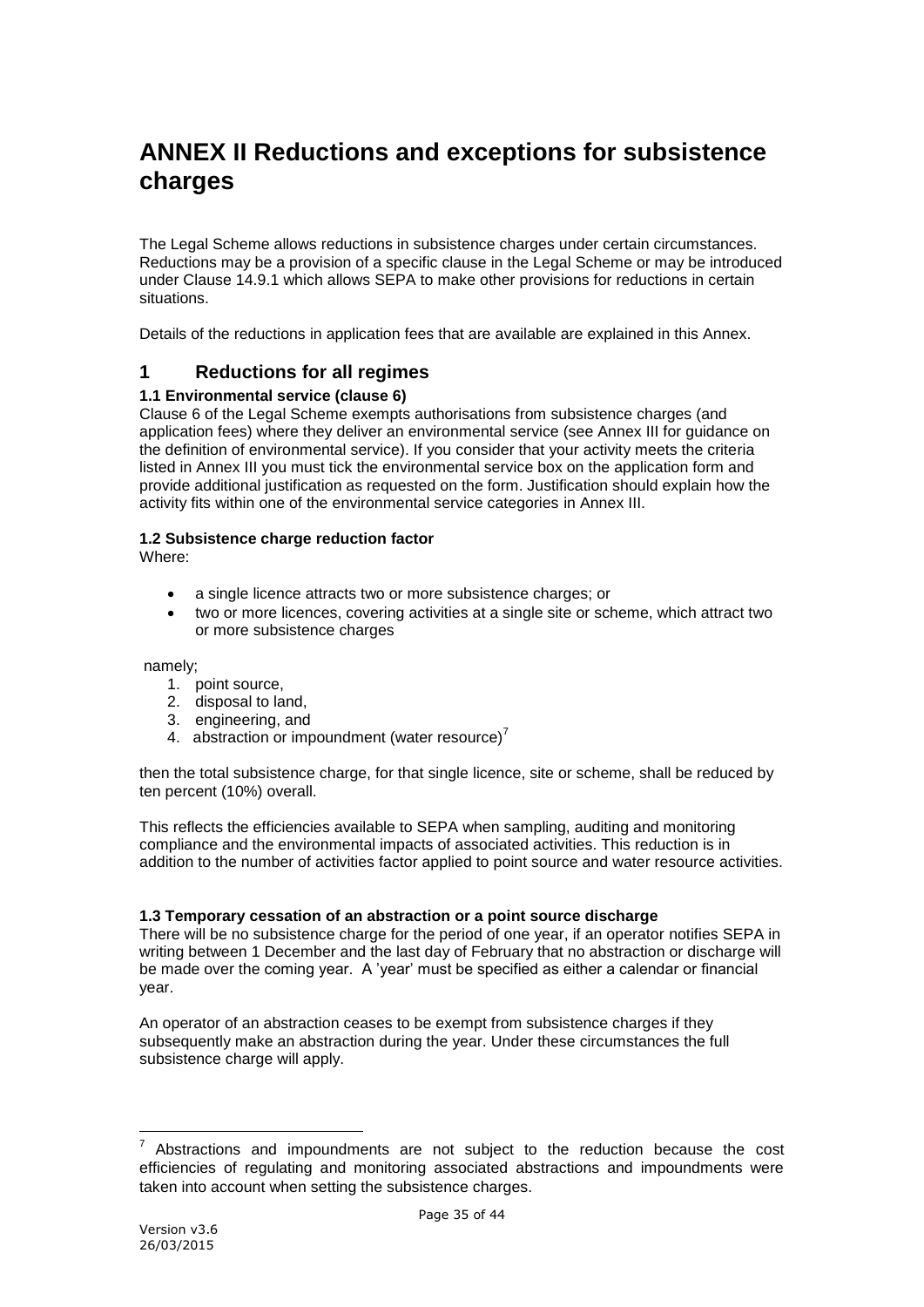# ANNEX II Reductions and exceptions for subsistence charges

The Legal Scheme allows reductions in subsistence charges under certain circumstances. Reductions may be a provision of a specific clause in the Legal Scheme or may be introduced under Clause 14.9.1 which allows SEPA to make other provisions for reductions in certain situations.

Details of the reductions in application fees that are available are explained in this Annex.

## 1 Reductions for all regimes

### 1.1 Environmental service (clause 6)

Clause 6 of the Legal Scheme exempts authorisations from subsistence charges (and application fees) where they deliver an environmental service (see Annex III for guidance on the definition of environmental service). If you consider that your activity meets the criteria listed in Annex III you must tick the environmental service box on the application form and provide additional justification as requested on the form. Justification should explain how the activity fits within one of the environmental service categories in Annex III.

### 1.2 Subsistence charge reduction factor

Where:

- a single licence attracts two or more subsistence charges; or
- two or more licences, covering activities at a single site or scheme, which attract two or more subsistence charges

namely;

1. point source,
2. disposal to land,
3. engineering, and
4. abstraction or impoundment (water resource)[7]

then the total subsistence charge, for that single licence, site or scheme, shall be reduced by ten percent (10%) overall.

This reflects the efficiencies available to SEPA when sampling, auditing and monitoring compliance and the environmental impacts of associated activities. This reduction is in addition to the number of activities factor applied to point source and water resource activities.

### 1.3 Temporary cessation of an abstraction or a point source discharge

There will be no subsistence charge for the period of one year, if an operator notifies SEPA in writing between 1 December and the last day of February that no abstraction or discharge will be made over the coming year. A 'year' must be specified as either a calendar or financial year.

An operator of an abstraction ceases to be exempt from subsistence charges if they subsequently make an abstraction during the year. Under these circumstances the full subsistence charge will apply.

---

[7] Abstractions and impoundments are not subject to the reduction because the cost efficiencies of regulating and monitoring associated abstractions and impoundments were taken into account when setting the subsistence charges.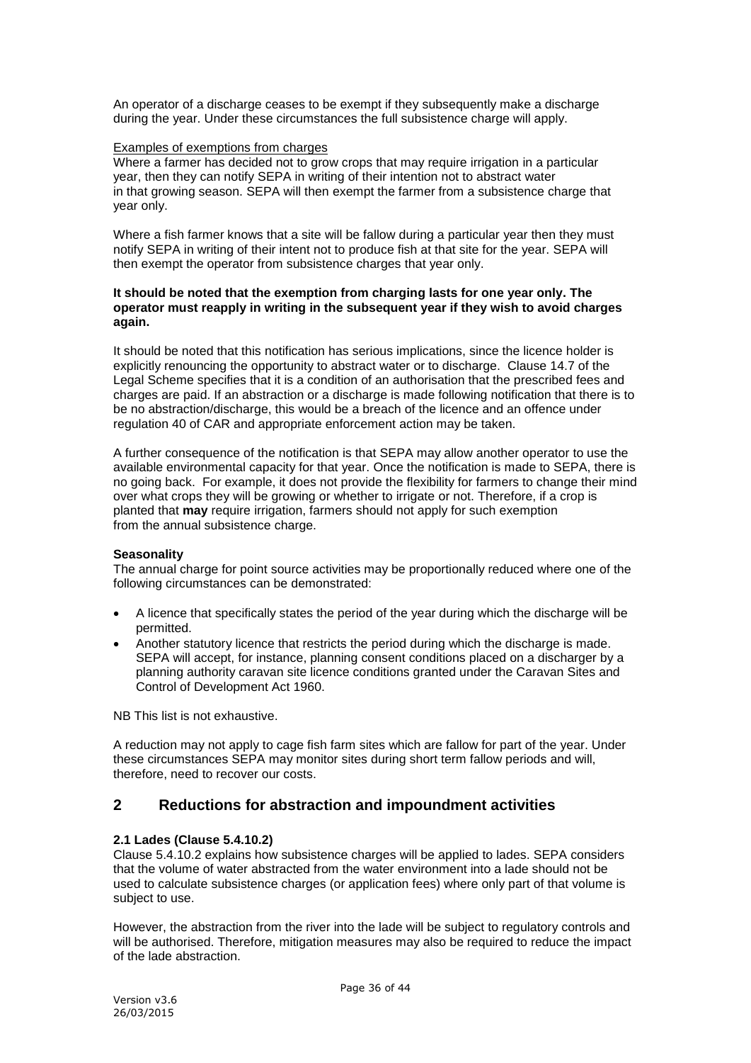An operator of a discharge ceases to be exempt if they subsequently make a discharge during the year. Under these circumstances the full subsistence charge will apply.

Examples of exemptions from charges

Where a farmer has decided not to grow crops that may require irrigation in a particular year, then they can notify SEPA in writing of their intention not to abstract water in that growing season. SEPA will then exempt the farmer from a subsistence charge that year only.

Where a fish farmer knows that a site will be fallow during a particular year then they must notify SEPA in writing of their intent not to produce fish at that site for the year. SEPA will then exempt the operator from subsistence charges that year only.

**It should be noted that the exemption from charging lasts for one year only. The operator must reapply in writing in the subsequent year if they wish to avoid charges again.**

It should be noted that this notification has serious implications, since the licence holder is explicitly renouncing the opportunity to abstract water or to discharge. Clause 14.7 of the Legal Scheme specifies that it is a condition of an authorisation that the prescribed fees and charges are paid. If an abstraction or a discharge is made following notification that there is to be no abstraction/discharge, this would be a breach of the licence and an offence under regulation 40 of CAR and appropriate enforcement action may be taken.

A further consequence of the notification is that SEPA may allow another operator to use the available environmental capacity for that year. Once the notification is made to SEPA, there is no going back. For example, it does not provide the flexibility for farmers to change their mind over what crops they will be growing or whether to irrigate or not. Therefore, if a crop is planted that **may** require irrigation, farmers should not apply for such exemption from the annual subsistence charge.

**Seasonality**

The annual charge for point source activities may be proportionally reduced where one of the following circumstances can be demonstrated:

- A licence that specifically states the period of the year during which the discharge will be permitted.
- Another statutory licence that restricts the period during which the discharge is made. SEPA will accept, for instance, planning consent conditions placed on a discharger by a planning authority caravan site licence conditions granted under the Caravan Sites and Control of Development Act 1960.

NB This list is not exhaustive.

A reduction may not apply to cage fish farm sites which are fallow for part of the year. Under these circumstances SEPA may monitor sites during short term fallow periods and will, therefore, need to recover our costs.

## 2 Reductions for abstraction and impoundment activities

**2.1 Lades (Clause 5.4.10.2)**

Clause 5.4.10.2 explains how subsistence charges will be applied to lades. SEPA considers that the volume of water abstracted from the water environment into a lade should not be used to calculate subsistence charges (or application fees) where only part of that volume is subject to use.

However, the abstraction from the river into the lade will be subject to regulatory controls and will be authorised. Therefore, mitigation measures may also be required to reduce the impact of the lade abstraction.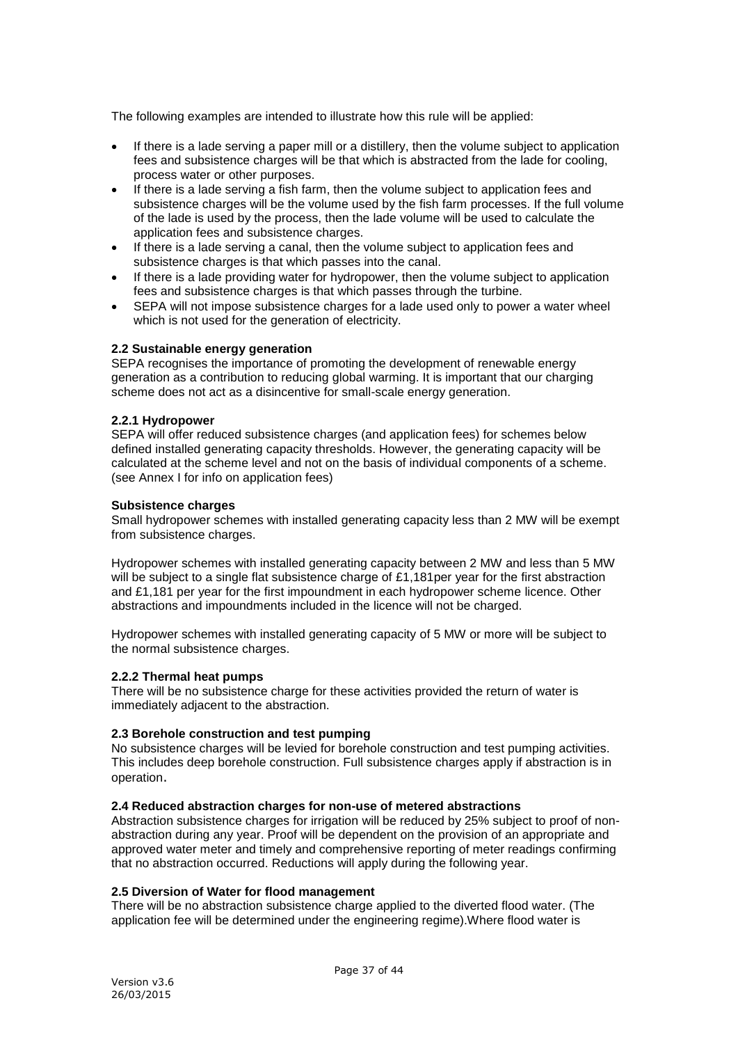The following examples are intended to illustrate how this rule will be applied:

- If there is a lade serving a paper mill or a distillery, then the volume subject to application fees and subsistence charges will be that which is abstracted from the lade for cooling, process water or other purposes.
- If there is a lade serving a fish farm, then the volume subject to application fees and subsistence charges will be the volume used by the fish farm processes. If the full volume of the lade is used by the process, then the lade volume will be used to calculate the application fees and subsistence charges.
- If there is a lade serving a canal, then the volume subject to application fees and subsistence charges is that which passes into the canal.
- If there is a lade providing water for hydropower, then the volume subject to application fees and subsistence charges is that which passes through the turbine.
- SEPA will not impose subsistence charges for a lade used only to power a water wheel which is not used for the generation of electricity.

### 2.2 Sustainable energy generation

SEPA recognises the importance of promoting the development of renewable energy generation as a contribution to reducing global warming. It is important that our charging scheme does not act as a disincentive for small-scale energy generation.

#### 2.2.1 Hydropower

SEPA will offer reduced subsistence charges (and application fees) for schemes below defined installed generating capacity thresholds. However, the generating capacity will be calculated at the scheme level and not on the basis of individual components of a scheme. (see Annex I for info on application fees)

**Subsistence charges**

Small hydropower schemes with installed generating capacity less than 2 MW will be exempt from subsistence charges.

Hydropower schemes with installed generating capacity between 2 MW and less than 5 MW will be subject to a single flat subsistence charge of £1,181per year for the first abstraction and £1,181 per year for the first impoundment in each hydropower scheme licence. Other abstractions and impoundments included in the licence will not be charged.

Hydropower schemes with installed generating capacity of 5 MW or more will be subject to the normal subsistence charges.

#### 2.2.2 Thermal heat pumps

There will be no subsistence charge for these activities provided the return of water is immediately adjacent to the abstraction.

### 2.3 Borehole construction and test pumping

No subsistence charges will be levied for borehole construction and test pumping activities. This includes deep borehole construction. Full subsistence charges apply if abstraction is in operation.

### 2.4 Reduced abstraction charges for non-use of metered abstractions

Abstraction subsistence charges for irrigation will be reduced by 25% subject to proof of non-abstraction during any year. Proof will be dependent on the provision of an appropriate and approved water meter and timely and comprehensive reporting of meter readings confirming that no abstraction occurred. Reductions will apply during the following year.

### 2.5 Diversion of Water for flood management

There will be no abstraction subsistence charge applied to the diverted flood water. (The application fee will be determined under the engineering regime).Where flood water is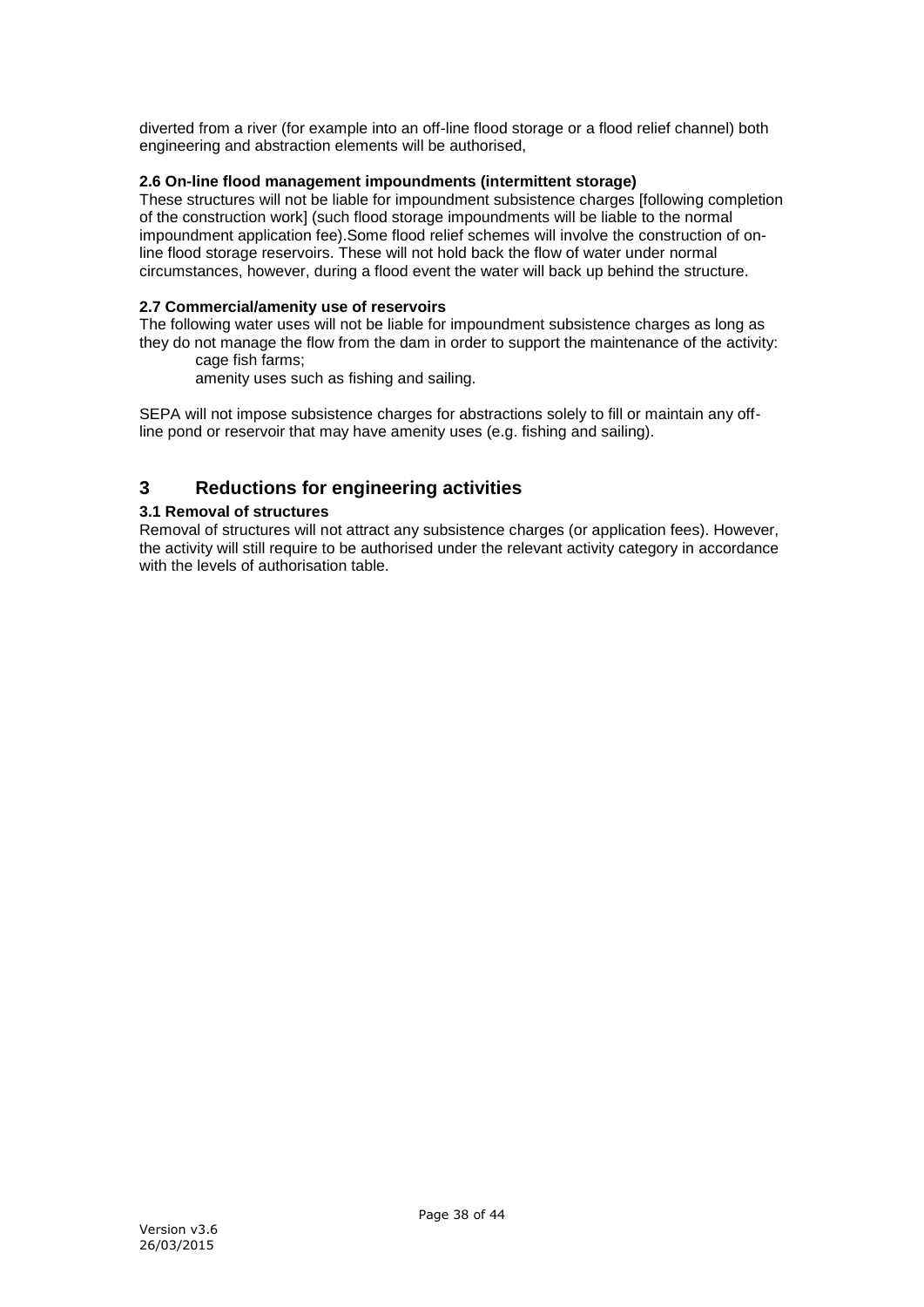diverted from a river (for example into an off-line flood storage or a flood relief channel) both engineering and abstraction elements will be authorised,

**2.6 On-line flood management impoundments (intermittent storage)**

These structures will not be liable for impoundment subsistence charges [following completion of the construction work] (such flood storage impoundments will be liable to the normal impoundment application fee).Some flood relief schemes will involve the construction of on-line flood storage reservoirs. These will not hold back the flow of water under normal circumstances, however, during a flood event the water will back up behind the structure.

**2.7 Commercial/amenity use of reservoirs**

The following water uses will not be liable for impoundment subsistence charges as long as they do not manage the flow from the dam in order to support the maintenance of the activity:

- cage fish farms;
- amenity uses such as fishing and sailing.

SEPA will not impose subsistence charges for abstractions solely to fill or maintain any off-line pond or reservoir that may have amenity uses (e.g. fishing and sailing).

# 3 Reductions for engineering activities

**3.1 Removal of structures**

Removal of structures will not attract any subsistence charges (or application fees). However, the activity will still require to be authorised under the relevant activity category in accordance with the levels of authorisation table.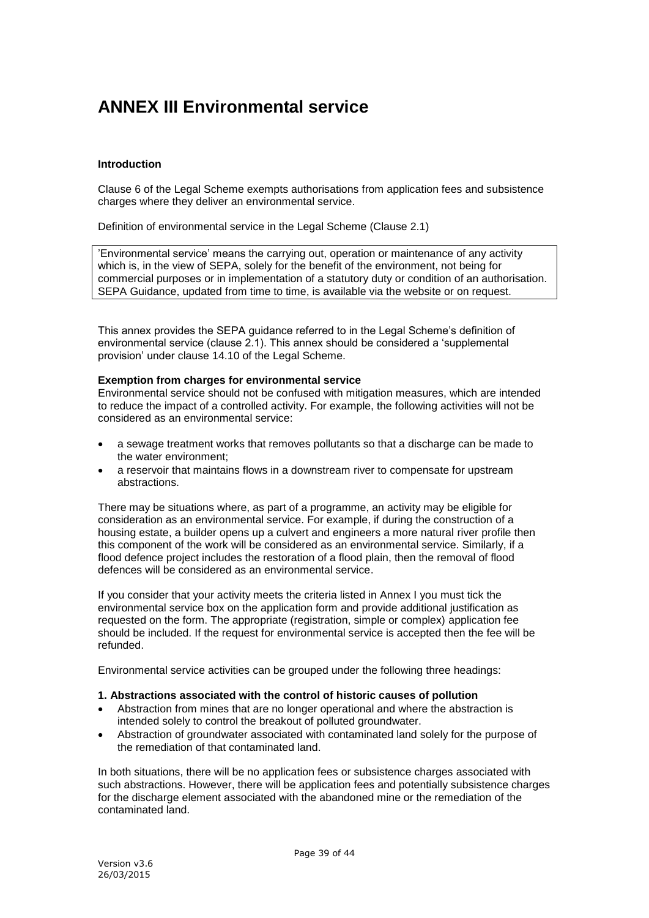# ANNEX III Environmental service

**Introduction**

Clause 6 of the Legal Scheme exempts authorisations from application fees and subsistence charges where they deliver an environmental service.

Definition of environmental service in the Legal Scheme (Clause 2.1)

> 'Environmental service' means the carrying out, operation or maintenance of any activity which is, in the view of SEPA, solely for the benefit of the environment, not being for commercial purposes or in implementation of a statutory duty or condition of an authorisation. SEPA Guidance, updated from time to time, is available via the website or on request.

This annex provides the SEPA guidance referred to in the Legal Scheme's definition of environmental service (clause 2.1). This annex should be considered a 'supplemental provision' under clause 14.10 of the Legal Scheme.

**Exemption from charges for environmental service**

Environmental service should not be confused with mitigation measures, which are intended to reduce the impact of a controlled activity. For example, the following activities will not be considered as an environmental service:

- a sewage treatment works that removes pollutants so that a discharge can be made to the water environment;
- a reservoir that maintains flows in a downstream river to compensate for upstream abstractions.

There may be situations where, as part of a programme, an activity may be eligible for consideration as an environmental service. For example, if during the construction of a housing estate, a builder opens up a culvert and engineers a more natural river profile then this component of the work will be considered as an environmental service. Similarly, if a flood defence project includes the restoration of a flood plain, then the removal of flood defences will be considered as an environmental service.

If you consider that your activity meets the criteria listed in Annex I you must tick the environmental service box on the application form and provide additional justification as requested on the form. The appropriate (registration, simple or complex) application fee should be included. If the request for environmental service is accepted then the fee will be refunded.

Environmental service activities can be grouped under the following three headings:

**1. Abstractions associated with the control of historic causes of pollution**

- Abstraction from mines that are no longer operational and where the abstraction is intended solely to control the breakout of polluted groundwater.
- Abstraction of groundwater associated with contaminated land solely for the purpose of the remediation of that contaminated land.

In both situations, there will be no application fees or subsistence charges associated with such abstractions. However, there will be application fees and potentially subsistence charges for the discharge element associated with the abandoned mine or the remediation of the contaminated land.

Version v3.6
26/03/2015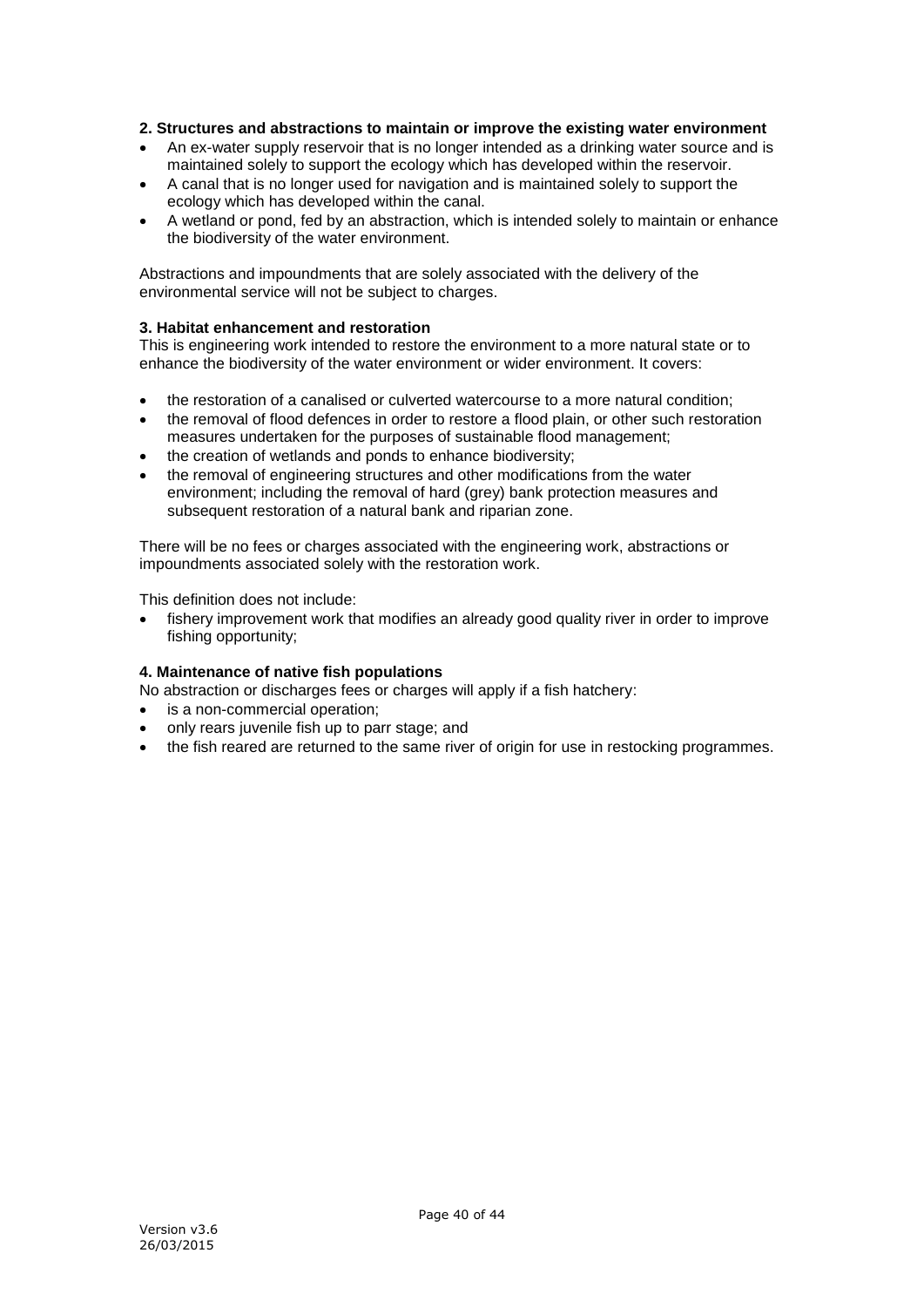**2. Structures and abstractions to maintain or improve the existing water environment**

- An ex-water supply reservoir that is no longer intended as a drinking water source and is maintained solely to support the ecology which has developed within the reservoir.
- A canal that is no longer used for navigation and is maintained solely to support the ecology which has developed within the canal.
- A wetland or pond, fed by an abstraction, which is intended solely to maintain or enhance the biodiversity of the water environment.

Abstractions and impoundments that are solely associated with the delivery of the environmental service will not be subject to charges.

**3. Habitat enhancement and restoration**

This is engineering work intended to restore the environment to a more natural state or to enhance the biodiversity of the water environment or wider environment. It covers:

- the restoration of a canalised or culverted watercourse to a more natural condition;
- the removal of flood defences in order to restore a flood plain, or other such restoration measures undertaken for the purposes of sustainable flood management;
- the creation of wetlands and ponds to enhance biodiversity;
- the removal of engineering structures and other modifications from the water environment; including the removal of hard (grey) bank protection measures and subsequent restoration of a natural bank and riparian zone.

There will be no fees or charges associated with the engineering work, abstractions or impoundments associated solely with the restoration work.

This definition does not include:

- fishery improvement work that modifies an already good quality river in order to improve fishing opportunity;

**4. Maintenance of native fish populations**

No abstraction or discharges fees or charges will apply if a fish hatchery:

- is a non-commercial operation;
- only rears juvenile fish up to parr stage; and
- the fish reared are returned to the same river of origin for use in restocking programmes.

Version v3.6
26/03/2015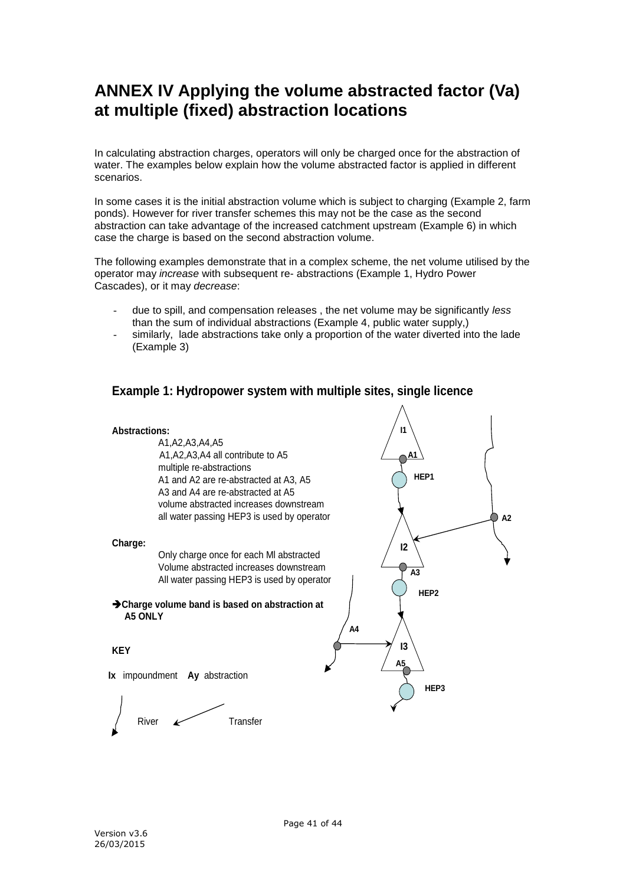# ANNEX IV Applying the volume abstracted factor (Va) at multiple (fixed) abstraction locations

In calculating abstraction charges, operators will only be charged once for the abstraction of water. The examples below explain how the volume abstracted factor is applied in different scenarios.

In some cases it is the initial abstraction volume which is subject to charging (Example 2, farm ponds). However for river transfer schemes this may not be the case as the second abstraction can take advantage of the increased catchment upstream (Example 6) in which case the charge is based on the second abstraction volume.

The following examples demonstrate that in a complex scheme, the net volume utilised by the operator may *increase* with subsequent re- abstractions (Example 1, Hydro Power Cascades), or it may *decrease*:

- due to spill, and compensation releases , the net volume may be significantly *less* than the sum of individual abstractions (Example 4, public water supply,)
- similarly, lade abstractions take only a proportion of the water diverted into the lade (Example 3)

## Example 1: Hydropower system with multiple sites, single licence

**Abstractions:**

A1,A2,A3,A4,A5
A1,A2,A3,A4 all contribute to A5
multiple re-abstractions
A1 and A2 are re-abstracted at A3, A5
A3 and A4 are re-abstracted at A5
volume abstracted increases downstream
all water passing HEP3 is used by operator

**Charge:**

Only charge once for each Ml abstracted
Volume abstracted increases downstream
All water passing HEP3 is used by operator

➔ **Charge volume band is based on abstraction at A5 ONLY**

**KEY**

**Ix** impoundment **Ay** abstraction

River Transfer

I1, A1, HEP1, A2, I2, A3, HEP2, A4, I3, A5, HEP3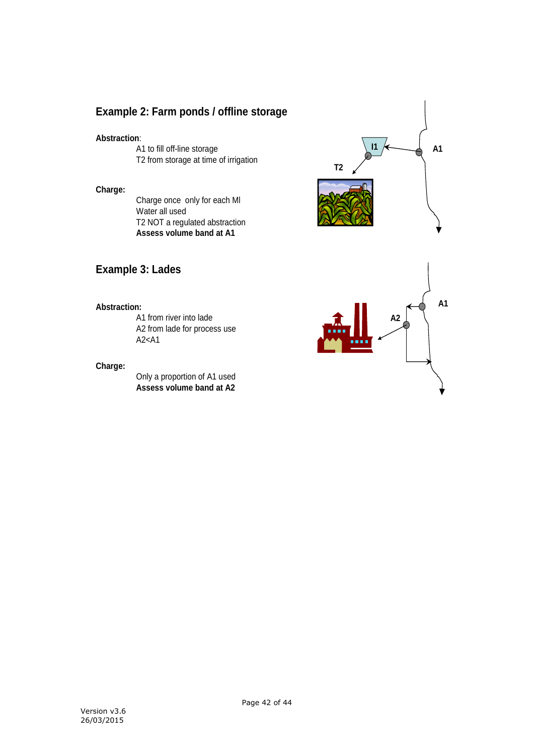## Example 2: Farm ponds / offline storage

**Abstraction**:

A1 to fill off-line storage
T2 from storage at time of irrigation

**Charge:**

Charge once only for each Ml
Water all used
T2 NOT a regulated abstraction
**Assess volume band at A1**

## Example 3: Lades

**Abstraction:**

A1 from river into lade
A2 from lade for process use
A2<A1

**Charge:**

Only a proportion of A1 used
**Assess volume band at A2**

Version v3.6
26/03/2015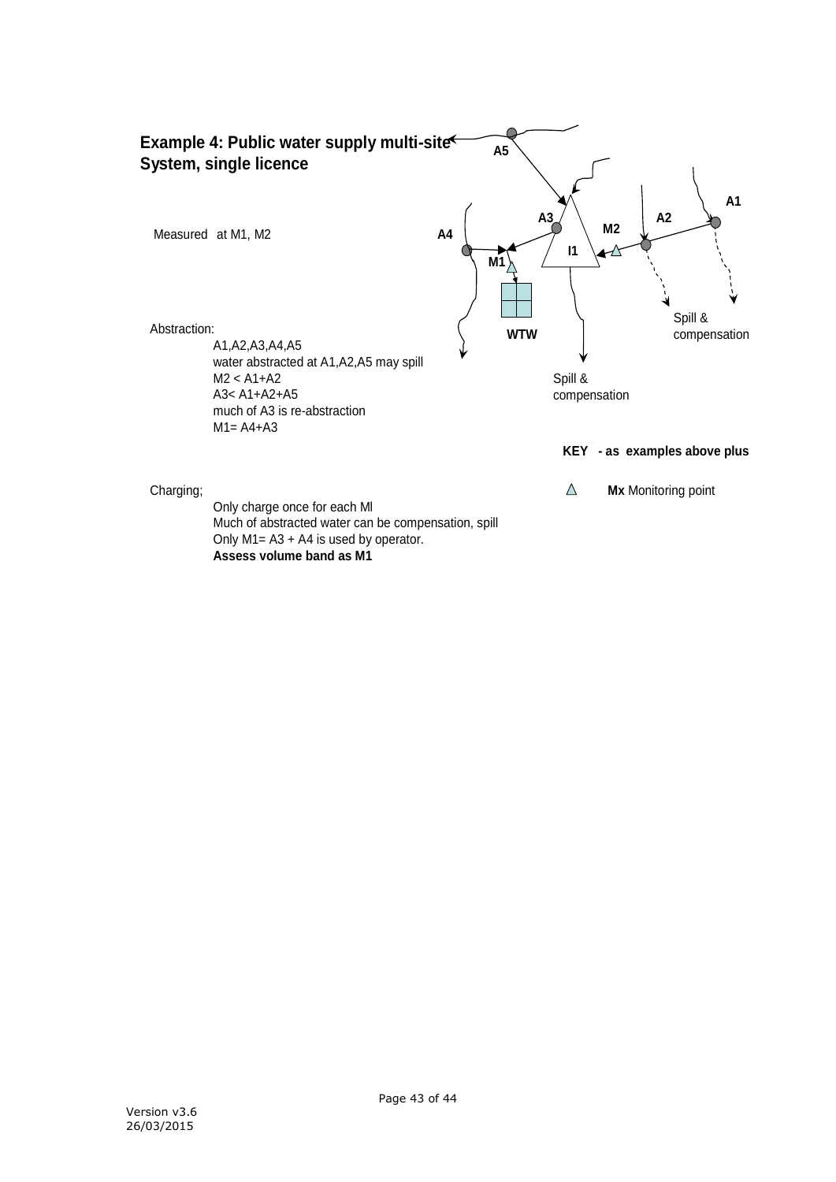## Example 4: Public water supply multi-site System, single licence

Measured at M1, M2

A5

A1

A3

A2

M2

A4

I1

M1

WTW

Spill & compensation

Spill & compensation

Abstraction:

A1,A2,A3,A4,A5
water abstracted at A1,A2,A5 may spill
M2 < A1+A2
A3< A1+A2+A5
much of A3 is re-abstraction
M1= A4+A3

**KEY - as examples above plus**

Charging;

Only charge once for each Ml
Much of abstracted water can be compensation, spill
Only M1= A3 + A4 is used by operator.
**Assess volume band as M1**

△ **Mx** Monitoring point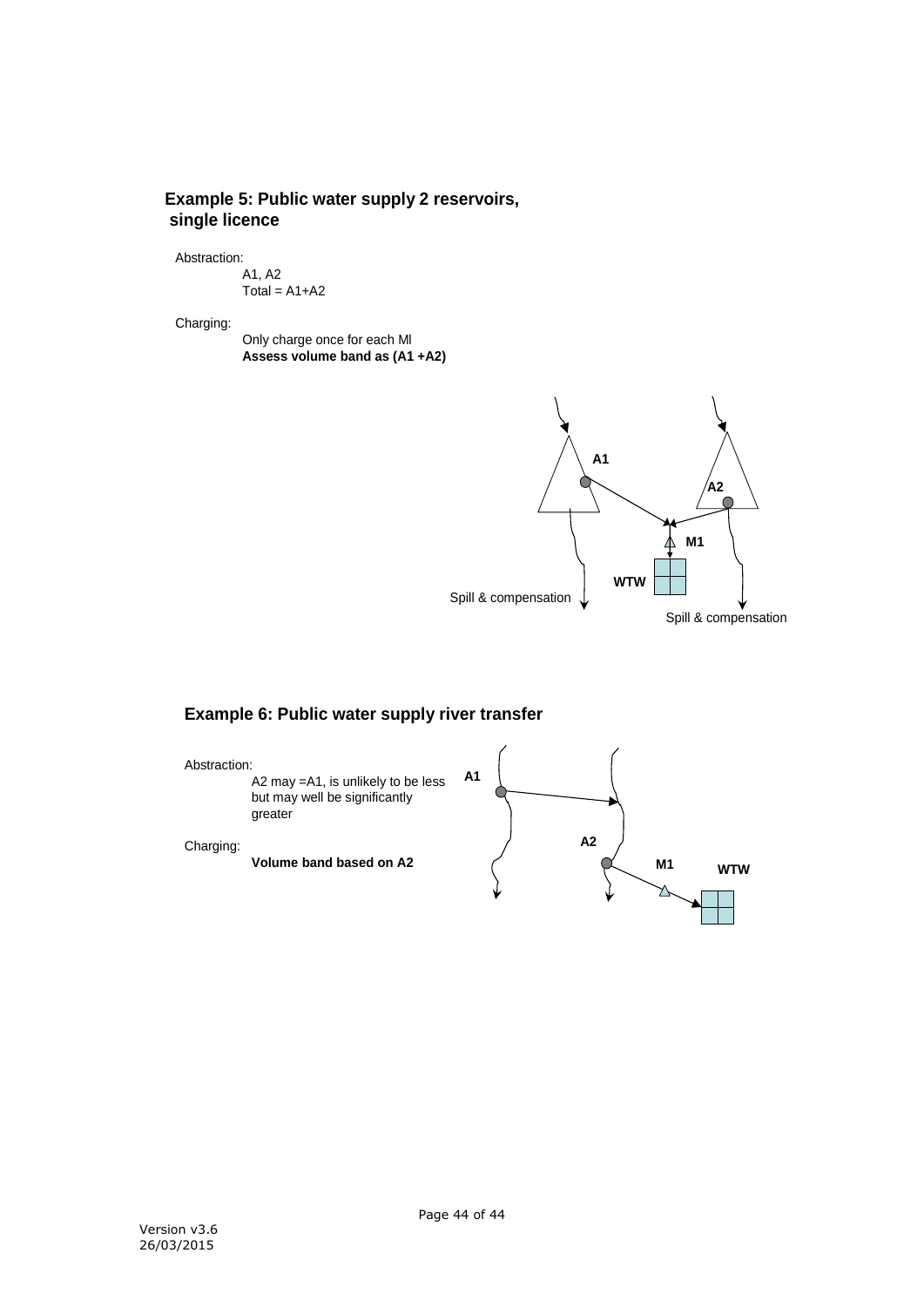## Example 5: Public water supply 2 reservoirs, single licence

Abstraction:

A1, A2
Total = A1+A2

Charging:

Only charge once for each Ml
**Assess volume band as (A1 +A2)**

A1
A2
M1
WTW
Spill & compensation
Spill & compensation

## Example 6: Public water supply river transfer

Abstraction:

A2 may =A1, is unlikely to be less but may well be significantly greater

Charging:

**Volume band based on A2**

A1
A2
M1
WTW

Version v3.6
26/03/2015